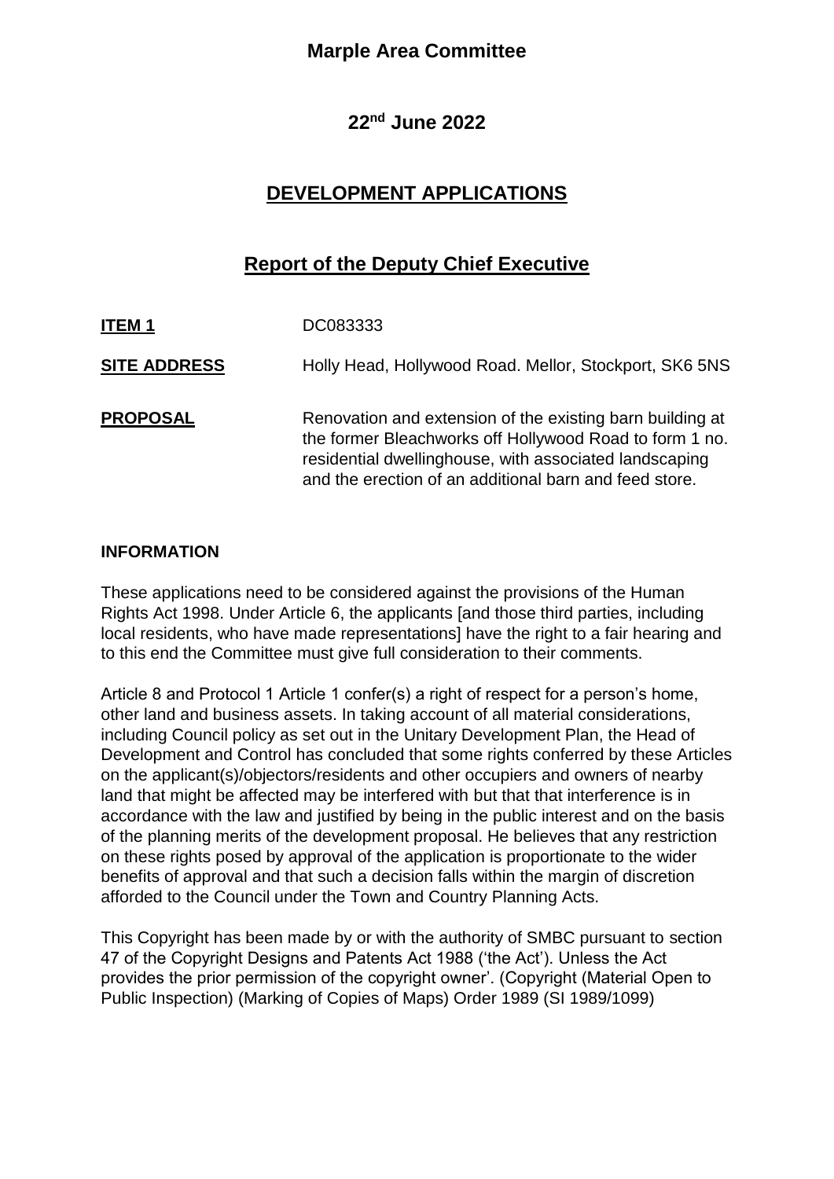# Marple Area Committee

## 22nd June 2022

## DEVELOPMENT APPLICATIONS

## Report of the Deputy Chief Executive

| | |
|---|---|
| **ITEM 1** | DC083333 |
| **SITE ADDRESS** | Holly Head, Hollywood Road. Mellor, Stockport, SK6 5NS |
| **PROPOSAL** | Renovation and extension of the existing barn building at the former Bleachworks off Hollywood Road to form 1 no. residential dwellinghouse, with associated landscaping and the erection of an additional barn and feed store. |

**INFORMATION**

These applications need to be considered against the provisions of the Human Rights Act 1998. Under Article 6, the applicants [and those third parties, including local residents, who have made representations] have the right to a fair hearing and to this end the Committee must give full consideration to their comments.

Article 8 and Protocol 1 Article 1 confer(s) a right of respect for a person's home, other land and business assets. In taking account of all material considerations, including Council policy as set out in the Unitary Development Plan, the Head of Development and Control has concluded that some rights conferred by these Articles on the applicant(s)/objectors/residents and other occupiers and owners of nearby land that might be affected may be interfered with but that that interference is in accordance with the law and justified by being in the public interest and on the basis of the planning merits of the development proposal. He believes that any restriction on these rights posed by approval of the application is proportionate to the wider benefits of approval and that such a decision falls within the margin of discretion afforded to the Council under the Town and Country Planning Acts.

This Copyright has been made by or with the authority of SMBC pursuant to section 47 of the Copyright Designs and Patents Act 1988 ('the Act'). Unless the Act provides the prior permission of the copyright owner'. (Copyright (Material Open to Public Inspection) (Marking of Copies of Maps) Order 1989 (SI 1989/1099)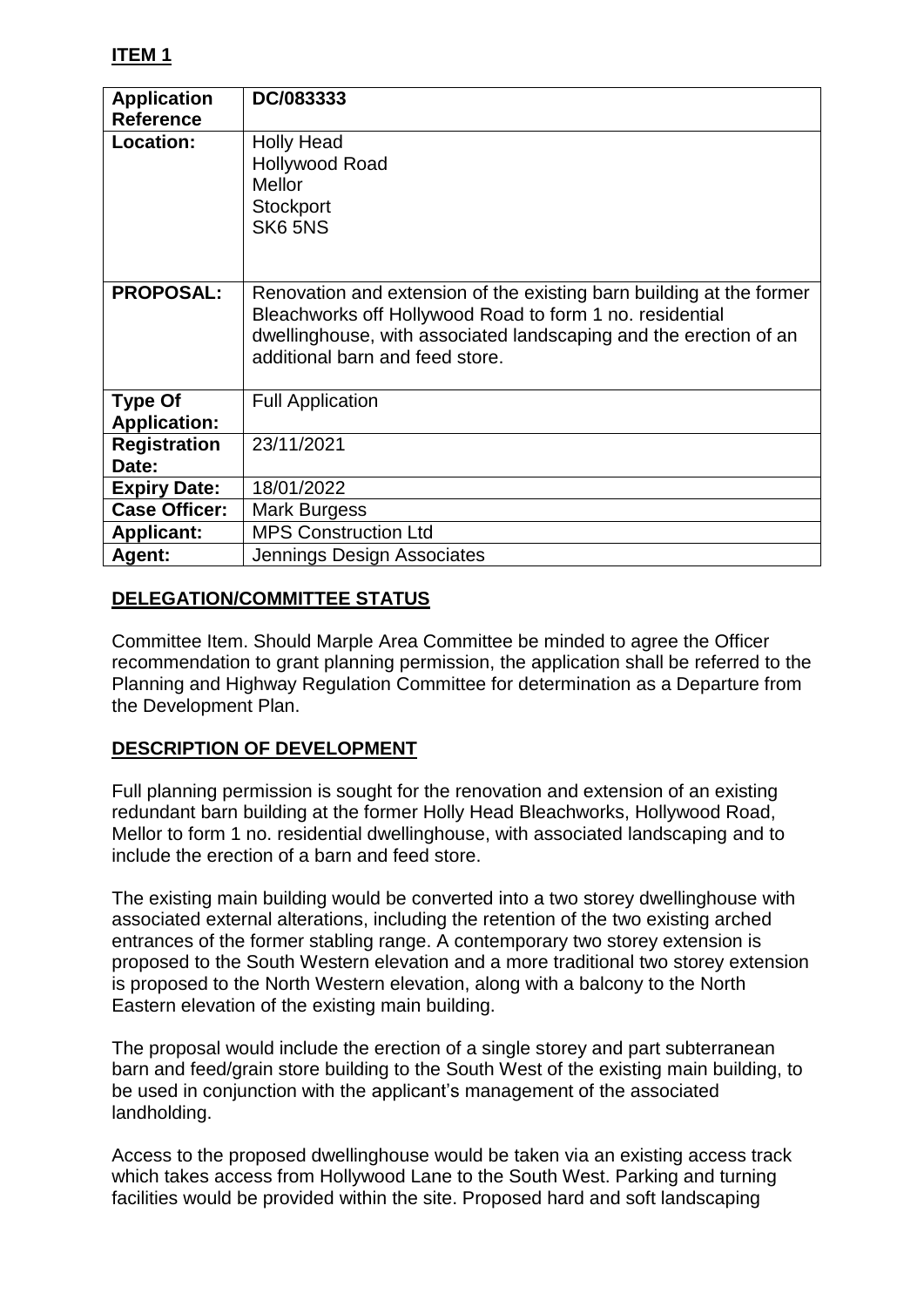**ITEM 1**

| **Application Reference** | **DC/083333** |
|---|---|
| **Location:** | Holly Head<br>Hollywood Road<br>Mellor<br>Stockport<br>SK6 5NS |
| **PROPOSAL:** | Renovation and extension of the existing barn building at the former Bleachworks off Hollywood Road to form 1 no. residential dwellinghouse, with associated landscaping and the erection of an additional barn and feed store. |
| **Type Of Application:** | Full Application |
| **Registration Date:** | 23/11/2021 |
| **Expiry Date:** | 18/01/2022 |
| **Case Officer:** | Mark Burgess |
| **Applicant:** | MPS Construction Ltd |
| **Agent:** | Jennings Design Associates |

## DELEGATION/COMMITTEE STATUS

Committee Item. Should Marple Area Committee be minded to agree the Officer recommendation to grant planning permission, the application shall be referred to the Planning and Highway Regulation Committee for determination as a Departure from the Development Plan.

## DESCRIPTION OF DEVELOPMENT

Full planning permission is sought for the renovation and extension of an existing redundant barn building at the former Holly Head Bleachworks, Hollywood Road, Mellor to form 1 no. residential dwellinghouse, with associated landscaping and to include the erection of a barn and feed store.

The existing main building would be converted into a two storey dwellinghouse with associated external alterations, including the retention of the two existing arched entrances of the former stabling range. A contemporary two storey extension is proposed to the South Western elevation and a more traditional two storey extension is proposed to the North Western elevation, along with a balcony to the North Eastern elevation of the existing main building.

The proposal would include the erection of a single storey and part subterranean barn and feed/grain store building to the South West of the existing main building, to be used in conjunction with the applicant's management of the associated landholding.

Access to the proposed dwellinghouse would be taken via an existing access track which takes access from Hollywood Lane to the South West. Parking and turning facilities would be provided within the site. Proposed hard and soft landscaping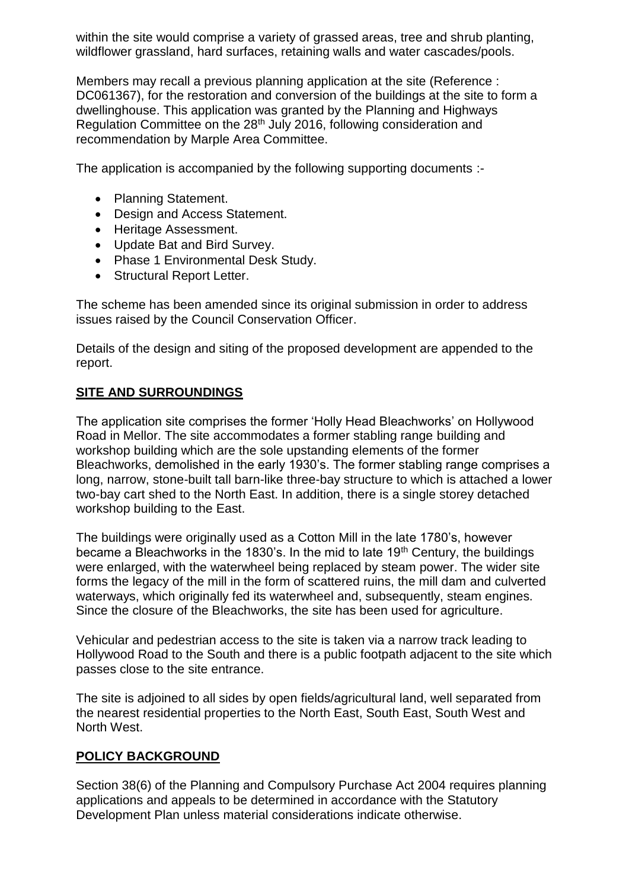within the site would comprise a variety of grassed areas, tree and shrub planting, wildflower grassland, hard surfaces, retaining walls and water cascades/pools.

Members may recall a previous planning application at the site (Reference : DC061367), for the restoration and conversion of the buildings at the site to form a dwellinghouse. This application was granted by the Planning and Highways Regulation Committee on the 28th July 2016, following consideration and recommendation by Marple Area Committee.

The application is accompanied by the following supporting documents :-

- Planning Statement.
- Design and Access Statement.
- Heritage Assessment.
- Update Bat and Bird Survey.
- Phase 1 Environmental Desk Study.
- Structural Report Letter.

The scheme has been amended since its original submission in order to address issues raised by the Council Conservation Officer.

Details of the design and siting of the proposed development are appended to the report.

## SITE AND SURROUNDINGS

The application site comprises the former 'Holly Head Bleachworks' on Hollywood Road in Mellor. The site accommodates a former stabling range building and workshop building which are the sole upstanding elements of the former Bleachworks, demolished in the early 1930's. The former stabling range comprises a long, narrow, stone-built tall barn-like three-bay structure to which is attached a lower two-bay cart shed to the North East. In addition, there is a single storey detached workshop building to the East.

The buildings were originally used as a Cotton Mill in the late 1780's, however became a Bleachworks in the 1830's. In the mid to late 19th Century, the buildings were enlarged, with the waterwheel being replaced by steam power. The wider site forms the legacy of the mill in the form of scattered ruins, the mill dam and culverted waterways, which originally fed its waterwheel and, subsequently, steam engines. Since the closure of the Bleachworks, the site has been used for agriculture.

Vehicular and pedestrian access to the site is taken via a narrow track leading to Hollywood Road to the South and there is a public footpath adjacent to the site which passes close to the site entrance.

The site is adjoined to all sides by open fields/agricultural land, well separated from the nearest residential properties to the North East, South East, South West and North West.

## POLICY BACKGROUND

Section 38(6) of the Planning and Compulsory Purchase Act 2004 requires planning applications and appeals to be determined in accordance with the Statutory Development Plan unless material considerations indicate otherwise.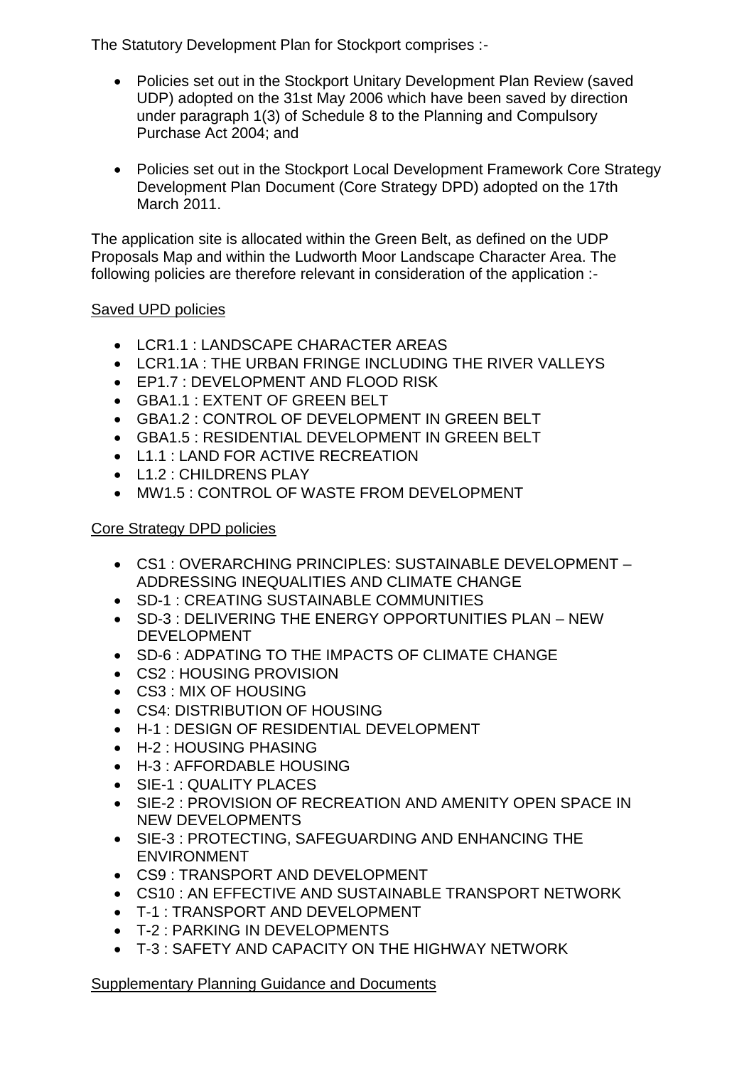The Statutory Development Plan for Stockport comprises :-

- Policies set out in the Stockport Unitary Development Plan Review (saved UDP) adopted on the 31st May 2006 which have been saved by direction under paragraph 1(3) of Schedule 8 to the Planning and Compulsory Purchase Act 2004; and

- Policies set out in the Stockport Local Development Framework Core Strategy Development Plan Document (Core Strategy DPD) adopted on the 17th March 2011.

The application site is allocated within the Green Belt, as defined on the UDP Proposals Map and within the Ludworth Moor Landscape Character Area. The following policies are therefore relevant in consideration of the application :-

<u>Saved UPD policies</u>

- LCR1.1 : LANDSCAPE CHARACTER AREAS
- LCR1.1A : THE URBAN FRINGE INCLUDING THE RIVER VALLEYS
- EP1.7 : DEVELOPMENT AND FLOOD RISK
- GBA1.1 : EXTENT OF GREEN BELT
- GBA1.2 : CONTROL OF DEVELOPMENT IN GREEN BELT
- GBA1.5 : RESIDENTIAL DEVELOPMENT IN GREEN BELT
- L1.1 : LAND FOR ACTIVE RECREATION
- L1.2 : CHILDRENS PLAY
- MW1.5 : CONTROL OF WASTE FROM DEVELOPMENT

<u>Core Strategy DPD policies</u>

- CS1 : OVERARCHING PRINCIPLES: SUSTAINABLE DEVELOPMENT – ADDRESSING INEQUALITIES AND CLIMATE CHANGE
- SD-1 : CREATING SUSTAINABLE COMMUNITIES
- SD-3 : DELIVERING THE ENERGY OPPORTUNITIES PLAN – NEW DEVELOPMENT
- SD-6 : ADPATING TO THE IMPACTS OF CLIMATE CHANGE
- CS2 : HOUSING PROVISION
- CS3 : MIX OF HOUSING
- CS4: DISTRIBUTION OF HOUSING
- H-1 : DESIGN OF RESIDENTIAL DEVELOPMENT
- H-2 : HOUSING PHASING
- H-3 : AFFORDABLE HOUSING
- SIE-1 : QUALITY PLACES
- SIE-2 : PROVISION OF RECREATION AND AMENITY OPEN SPACE IN NEW DEVELOPMENTS
- SIE-3 : PROTECTING, SAFEGUARDING AND ENHANCING THE ENVIRONMENT
- CS9 : TRANSPORT AND DEVELOPMENT
- CS10 : AN EFFECTIVE AND SUSTAINABLE TRANSPORT NETWORK
- T-1 : TRANSPORT AND DEVELOPMENT
- T-2 : PARKING IN DEVELOPMENTS
- T-3 : SAFETY AND CAPACITY ON THE HIGHWAY NETWORK

<u>Supplementary Planning Guidance and Documents</u>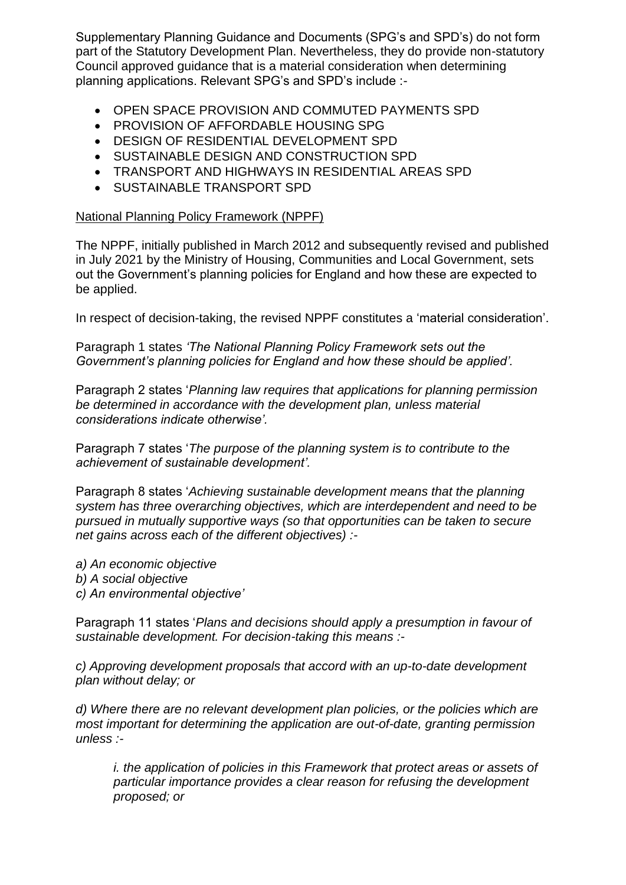Supplementary Planning Guidance and Documents (SPG's and SPD's) do not form part of the Statutory Development Plan. Nevertheless, they do provide non-statutory Council approved guidance that is a material consideration when determining planning applications. Relevant SPG's and SPD's include :-

- OPEN SPACE PROVISION AND COMMUTED PAYMENTS SPD
- PROVISION OF AFFORDABLE HOUSING SPG
- DESIGN OF RESIDENTIAL DEVELOPMENT SPD
- SUSTAINABLE DESIGN AND CONSTRUCTION SPD
- TRANSPORT AND HIGHWAYS IN RESIDENTIAL AREAS SPD
- SUSTAINABLE TRANSPORT SPD

National Planning Policy Framework (NPPF)

The NPPF, initially published in March 2012 and subsequently revised and published in July 2021 by the Ministry of Housing, Communities and Local Government, sets out the Government's planning policies for England and how these are expected to be applied.

In respect of decision-taking, the revised NPPF constitutes a 'material consideration'.

Paragraph 1 states *'The National Planning Policy Framework sets out the Government's planning policies for England and how these should be applied'.*

Paragraph 2 states '*Planning law requires that applications for planning permission be determined in accordance with the development plan, unless material considerations indicate otherwise'*.

Paragraph 7 states '*The purpose of the planning system is to contribute to the achievement of sustainable development'*.

Paragraph 8 states '*Achieving sustainable development means that the planning system has three overarching objectives, which are interdependent and need to be pursued in mutually supportive ways (so that opportunities can be taken to secure net gains across each of the different objectives) :-*

*a) An economic objective*
*b) A social objective*
*c) An environmental objective'*

Paragraph 11 states '*Plans and decisions should apply a presumption in favour of sustainable development. For decision-taking this means :-*

*c) Approving development proposals that accord with an up-to-date development plan without delay; or*

*d) Where there are no relevant development plan policies, or the policies which are most important for determining the application are out-of-date, granting permission unless :-*

> *i. the application of policies in this Framework that protect areas or assets of particular importance provides a clear reason for refusing the development proposed; or*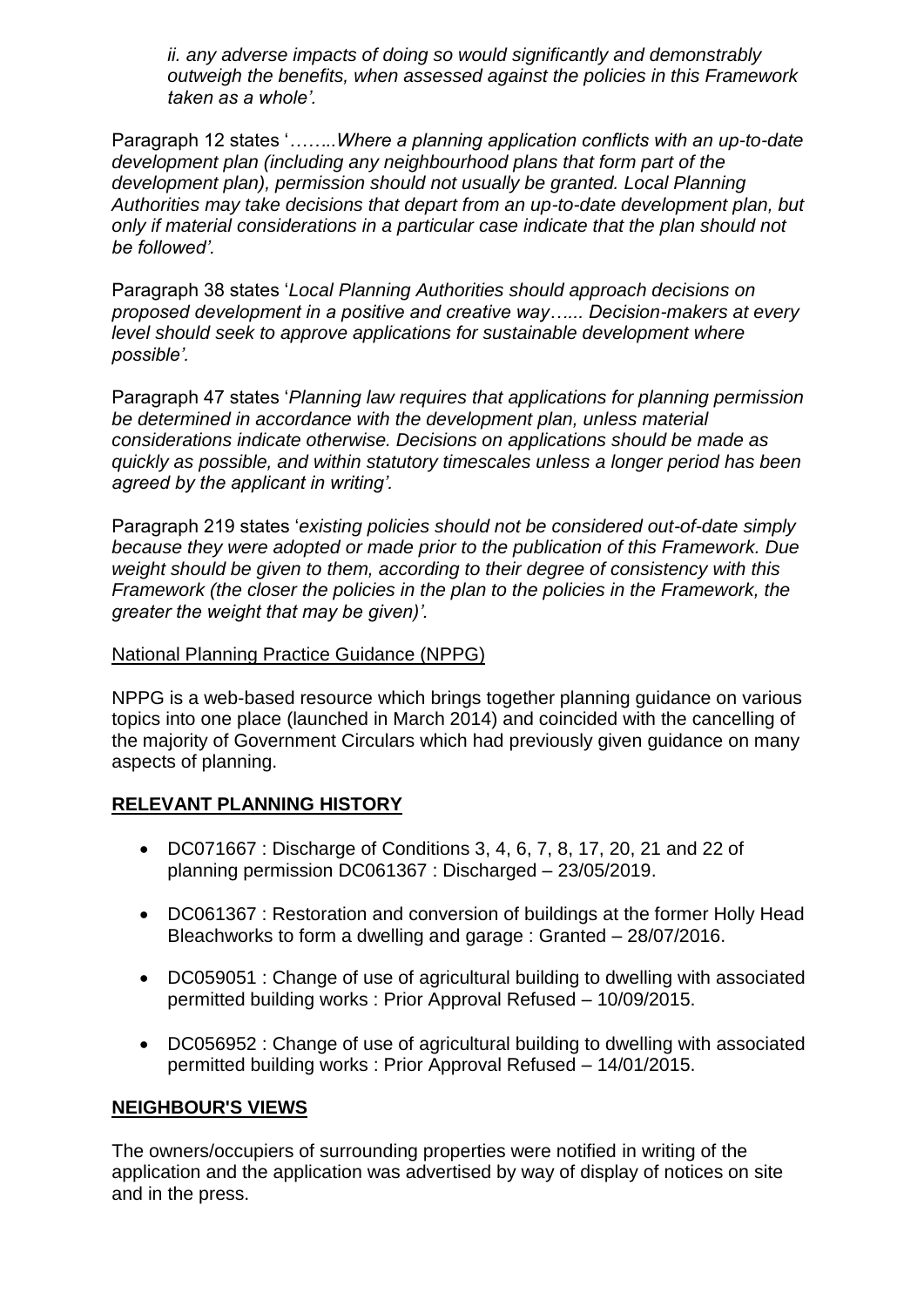*ii. any adverse impacts of doing so would significantly and demonstrably outweigh the benefits, when assessed against the policies in this Framework taken as a whole'.*

Paragraph 12 states '*……..Where a planning application conflicts with an up-to-date development plan (including any neighbourhood plans that form part of the development plan), permission should not usually be granted. Local Planning Authorities may take decisions that depart from an up-to-date development plan, but only if material considerations in a particular case indicate that the plan should not be followed'.*

Paragraph 38 states '*Local Planning Authorities should approach decisions on proposed development in a positive and creative way…... Decision-makers at every level should seek to approve applications for sustainable development where possible'.*

Paragraph 47 states '*Planning law requires that applications for planning permission be determined in accordance with the development plan, unless material considerations indicate otherwise. Decisions on applications should be made as quickly as possible, and within statutory timescales unless a longer period has been agreed by the applicant in writing'.*

Paragraph 219 states '*existing policies should not be considered out-of-date simply because they were adopted or made prior to the publication of this Framework. Due weight should be given to them, according to their degree of consistency with this Framework (the closer the policies in the plan to the policies in the Framework, the greater the weight that may be given)'.*

National Planning Practice Guidance (NPPG)

NPPG is a web-based resource which brings together planning guidance on various topics into one place (launched in March 2014) and coincided with the cancelling of the majority of Government Circulars which had previously given guidance on many aspects of planning.

**RELEVANT PLANNING HISTORY**

- DC071667 : Discharge of Conditions 3, 4, 6, 7, 8, 17, 20, 21 and 22 of planning permission DC061367 : Discharged – 23/05/2019.
- DC061367 : Restoration and conversion of buildings at the former Holly Head Bleachworks to form a dwelling and garage : Granted – 28/07/2016.
- DC059051 : Change of use of agricultural building to dwelling with associated permitted building works : Prior Approval Refused – 10/09/2015.
- DC056952 : Change of use of agricultural building to dwelling with associated permitted building works : Prior Approval Refused – 14/01/2015.

**NEIGHBOUR'S VIEWS**

The owners/occupiers of surrounding properties were notified in writing of the application and the application was advertised by way of display of notices on site and in the press.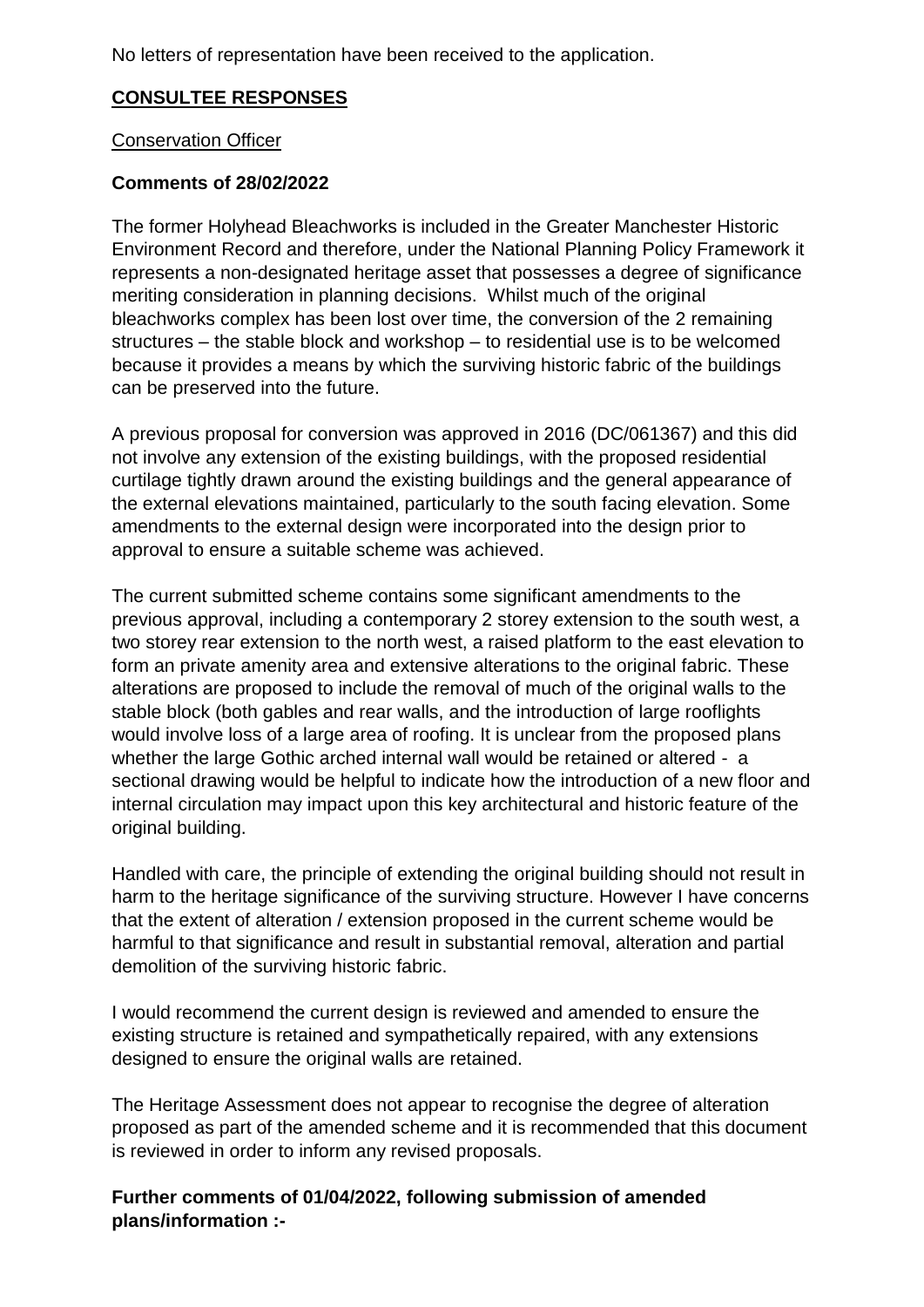No letters of representation have been received to the application.

## CONSULTEE RESPONSES

Conservation Officer

**Comments of 28/02/2022**

The former Holyhead Bleachworks is included in the Greater Manchester Historic Environment Record and therefore, under the National Planning Policy Framework it represents a non-designated heritage asset that possesses a degree of significance meriting consideration in planning decisions. Whilst much of the original bleachworks complex has been lost over time, the conversion of the 2 remaining structures – the stable block and workshop – to residential use is to be welcomed because it provides a means by which the surviving historic fabric of the buildings can be preserved into the future.

A previous proposal for conversion was approved in 2016 (DC/061367) and this did not involve any extension of the existing buildings, with the proposed residential curtilage tightly drawn around the existing buildings and the general appearance of the external elevations maintained, particularly to the south facing elevation. Some amendments to the external design were incorporated into the design prior to approval to ensure a suitable scheme was achieved.

The current submitted scheme contains some significant amendments to the previous approval, including a contemporary 2 storey extension to the south west, a two storey rear extension to the north west, a raised platform to the east elevation to form an private amenity area and extensive alterations to the original fabric. These alterations are proposed to include the removal of much of the original walls to the stable block (both gables and rear walls, and the introduction of large rooflights would involve loss of a large area of roofing. It is unclear from the proposed plans whether the large Gothic arched internal wall would be retained or altered - a sectional drawing would be helpful to indicate how the introduction of a new floor and internal circulation may impact upon this key architectural and historic feature of the original building.

Handled with care, the principle of extending the original building should not result in harm to the heritage significance of the surviving structure. However I have concerns that the extent of alteration / extension proposed in the current scheme would be harmful to that significance and result in substantial removal, alteration and partial demolition of the surviving historic fabric.

I would recommend the current design is reviewed and amended to ensure the existing structure is retained and sympathetically repaired, with any extensions designed to ensure the original walls are retained.

The Heritage Assessment does not appear to recognise the degree of alteration proposed as part of the amended scheme and it is recommended that this document is reviewed in order to inform any revised proposals.

**Further comments of 01/04/2022, following submission of amended plans/information :-**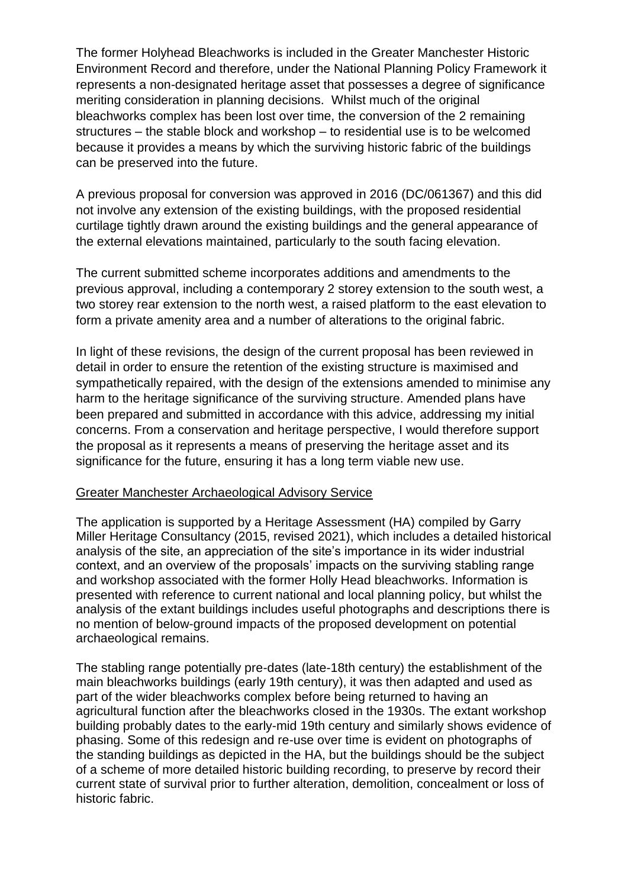The former Holyhead Bleachworks is included in the Greater Manchester Historic Environment Record and therefore, under the National Planning Policy Framework it represents a non-designated heritage asset that possesses a degree of significance meriting consideration in planning decisions. Whilst much of the original bleachworks complex has been lost over time, the conversion of the 2 remaining structures – the stable block and workshop – to residential use is to be welcomed because it provides a means by which the surviving historic fabric of the buildings can be preserved into the future.

A previous proposal for conversion was approved in 2016 (DC/061367) and this did not involve any extension of the existing buildings, with the proposed residential curtilage tightly drawn around the existing buildings and the general appearance of the external elevations maintained, particularly to the south facing elevation.

The current submitted scheme incorporates additions and amendments to the previous approval, including a contemporary 2 storey extension to the south west, a two storey rear extension to the north west, a raised platform to the east elevation to form a private amenity area and a number of alterations to the original fabric.

In light of these revisions, the design of the current proposal has been reviewed in detail in order to ensure the retention of the existing structure is maximised and sympathetically repaired, with the design of the extensions amended to minimise any harm to the heritage significance of the surviving structure. Amended plans have been prepared and submitted in accordance with this advice, addressing my initial concerns. From a conservation and heritage perspective, I would therefore support the proposal as it represents a means of preserving the heritage asset and its significance for the future, ensuring it has a long term viable new use.

Greater Manchester Archaeological Advisory Service

The application is supported by a Heritage Assessment (HA) compiled by Garry Miller Heritage Consultancy (2015, revised 2021), which includes a detailed historical analysis of the site, an appreciation of the site's importance in its wider industrial context, and an overview of the proposals' impacts on the surviving stabling range and workshop associated with the former Holly Head bleachworks. Information is presented with reference to current national and local planning policy, but whilst the analysis of the extant buildings includes useful photographs and descriptions there is no mention of below-ground impacts of the proposed development on potential archaeological remains.

The stabling range potentially pre-dates (late-18th century) the establishment of the main bleachworks buildings (early 19th century), it was then adapted and used as part of the wider bleachworks complex before being returned to having an agricultural function after the bleachworks closed in the 1930s. The extant workshop building probably dates to the early-mid 19th century and similarly shows evidence of phasing. Some of this redesign and re-use over time is evident on photographs of the standing buildings as depicted in the HA, but the buildings should be the subject of a scheme of more detailed historic building recording, to preserve by record their current state of survival prior to further alteration, demolition, concealment or loss of historic fabric.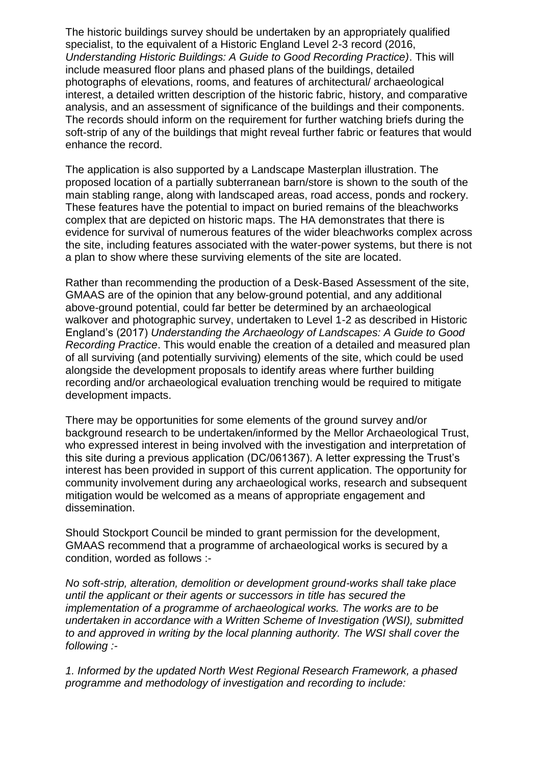The historic buildings survey should be undertaken by an appropriately qualified specialist, to the equivalent of a Historic England Level 2-3 record (2016, *Understanding Historic Buildings: A Guide to Good Recording Practice)*. This will include measured floor plans and phased plans of the buildings, detailed photographs of elevations, rooms, and features of architectural/ archaeological interest, a detailed written description of the historic fabric, history, and comparative analysis, and an assessment of significance of the buildings and their components. The records should inform on the requirement for further watching briefs during the soft-strip of any of the buildings that might reveal further fabric or features that would enhance the record.

The application is also supported by a Landscape Masterplan illustration. The proposed location of a partially subterranean barn/store is shown to the south of the main stabling range, along with landscaped areas, road access, ponds and rockery. These features have the potential to impact on buried remains of the bleachworks complex that are depicted on historic maps. The HA demonstrates that there is evidence for survival of numerous features of the wider bleachworks complex across the site, including features associated with the water-power systems, but there is not a plan to show where these surviving elements of the site are located.

Rather than recommending the production of a Desk-Based Assessment of the site, GMAAS are of the opinion that any below-ground potential, and any additional above-ground potential, could far better be determined by an archaeological walkover and photographic survey, undertaken to Level 1-2 as described in Historic England's (2017) *Understanding the Archaeology of Landscapes: A Guide to Good Recording Practice*. This would enable the creation of a detailed and measured plan of all surviving (and potentially surviving) elements of the site, which could be used alongside the development proposals to identify areas where further building recording and/or archaeological evaluation trenching would be required to mitigate development impacts.

There may be opportunities for some elements of the ground survey and/or background research to be undertaken/informed by the Mellor Archaeological Trust, who expressed interest in being involved with the investigation and interpretation of this site during a previous application (DC/061367). A letter expressing the Trust's interest has been provided in support of this current application. The opportunity for community involvement during any archaeological works, research and subsequent mitigation would be welcomed as a means of appropriate engagement and dissemination.

Should Stockport Council be minded to grant permission for the development, GMAAS recommend that a programme of archaeological works is secured by a condition, worded as follows :-

*No soft-strip, alteration, demolition or development ground-works shall take place until the applicant or their agents or successors in title has secured the implementation of a programme of archaeological works. The works are to be undertaken in accordance with a Written Scheme of Investigation (WSI), submitted to and approved in writing by the local planning authority. The WSI shall cover the following :-*

*1. Informed by the updated North West Regional Research Framework, a phased programme and methodology of investigation and recording to include:*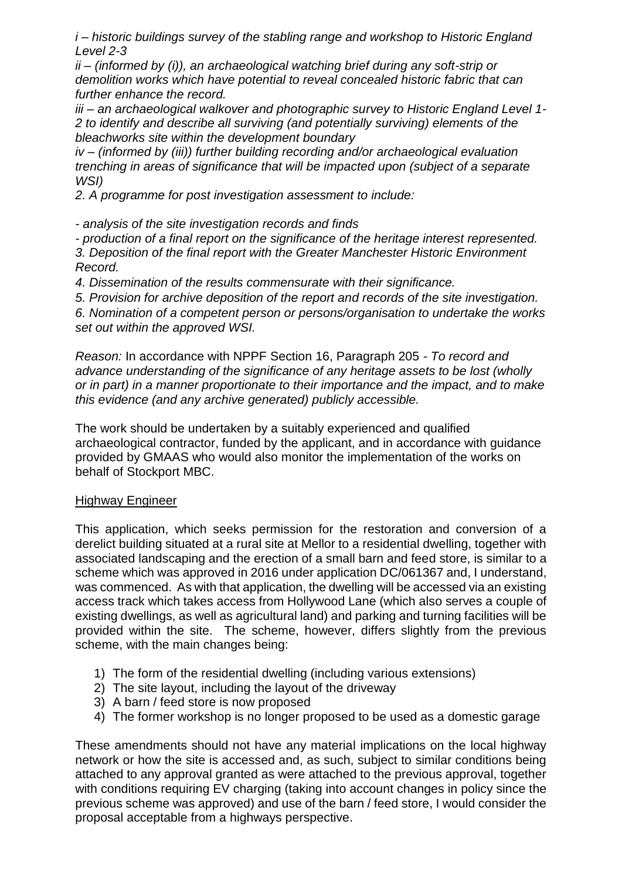*i – historic buildings survey of the stabling range and workshop to Historic England Level 2-3*

*ii – (informed by (i)), an archaeological watching brief during any soft-strip or demolition works which have potential to reveal concealed historic fabric that can further enhance the record.*

*iii – an archaeological walkover and photographic survey to Historic England Level 1-2 to identify and describe all surviving (and potentially surviving) elements of the bleachworks site within the development boundary*

*iv – (informed by (iii)) further building recording and/or archaeological evaluation trenching in areas of significance that will be impacted upon (subject of a separate WSI)*

*2. A programme for post investigation assessment to include:*

*- analysis of the site investigation records and finds*

*- production of a final report on the significance of the heritage interest represented.*

*3. Deposition of the final report with the Greater Manchester Historic Environment Record.*

*4. Dissemination of the results commensurate with their significance.*

*5. Provision for archive deposition of the report and records of the site investigation.*

*6. Nomination of a competent person or persons/organisation to undertake the works set out within the approved WSI.*

*Reason:* In accordance with NPPF Section 16, Paragraph 205 - *To record and advance understanding of the significance of any heritage assets to be lost (wholly or in part) in a manner proportionate to their importance and the impact, and to make this evidence (and any archive generated) publicly accessible.*

The work should be undertaken by a suitably experienced and qualified archaeological contractor, funded by the applicant, and in accordance with guidance provided by GMAAS who would also monitor the implementation of the works on behalf of Stockport MBC.

Highway Engineer

This application, which seeks permission for the restoration and conversion of a derelict building situated at a rural site at Mellor to a residential dwelling, together with associated landscaping and the erection of a small barn and feed store, is similar to a scheme which was approved in 2016 under application DC/061367 and, I understand, was commenced. As with that application, the dwelling will be accessed via an existing access track which takes access from Hollywood Lane (which also serves a couple of existing dwellings, as well as agricultural land) and parking and turning facilities will be provided within the site. The scheme, however, differs slightly from the previous scheme, with the main changes being:

1) The form of the residential dwelling (including various extensions)
2) The site layout, including the layout of the driveway
3) A barn / feed store is now proposed
4) The former workshop is no longer proposed to be used as a domestic garage

These amendments should not have any material implications on the local highway network or how the site is accessed and, as such, subject to similar conditions being attached to any approval granted as were attached to the previous approval, together with conditions requiring EV charging (taking into account changes in policy since the previous scheme was approved) and use of the barn / feed store, I would consider the proposal acceptable from a highways perspective.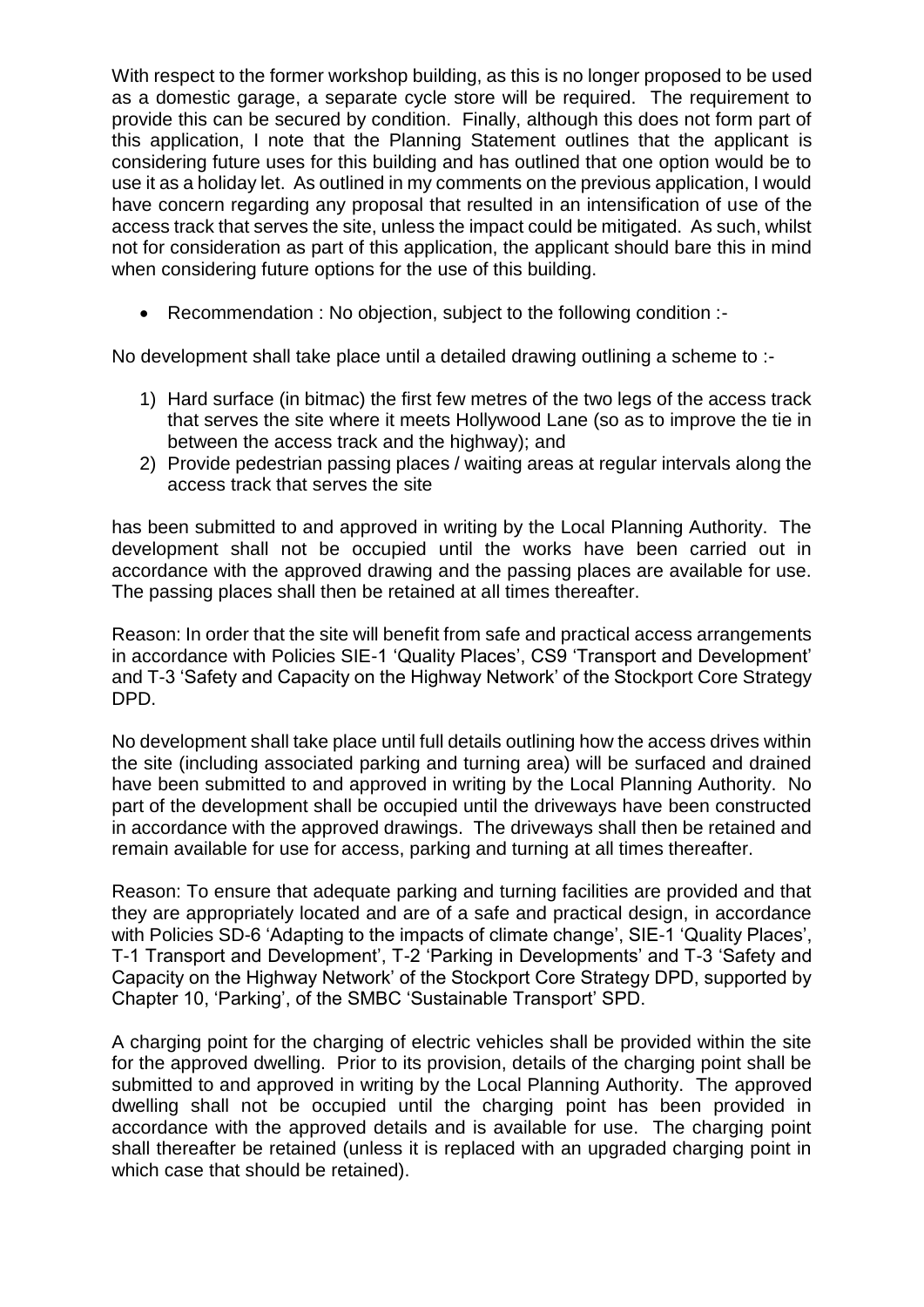With respect to the former workshop building, as this is no longer proposed to be used as a domestic garage, a separate cycle store will be required. The requirement to provide this can be secured by condition. Finally, although this does not form part of this application, I note that the Planning Statement outlines that the applicant is considering future uses for this building and has outlined that one option would be to use it as a holiday let. As outlined in my comments on the previous application, I would have concern regarding any proposal that resulted in an intensification of use of the access track that serves the site, unless the impact could be mitigated. As such, whilst not for consideration as part of this application, the applicant should bare this in mind when considering future options for the use of this building.

- Recommendation : No objection, subject to the following condition :-

No development shall take place until a detailed drawing outlining a scheme to :-

1) Hard surface (in bitmac) the first few metres of the two legs of the access track that serves the site where it meets Hollywood Lane (so as to improve the tie in between the access track and the highway); and
2) Provide pedestrian passing places / waiting areas at regular intervals along the access track that serves the site

has been submitted to and approved in writing by the Local Planning Authority. The development shall not be occupied until the works have been carried out in accordance with the approved drawing and the passing places are available for use. The passing places shall then be retained at all times thereafter.

Reason: In order that the site will benefit from safe and practical access arrangements in accordance with Policies SIE-1 'Quality Places', CS9 'Transport and Development' and T-3 'Safety and Capacity on the Highway Network' of the Stockport Core Strategy DPD.

No development shall take place until full details outlining how the access drives within the site (including associated parking and turning area) will be surfaced and drained have been submitted to and approved in writing by the Local Planning Authority. No part of the development shall be occupied until the driveways have been constructed in accordance with the approved drawings. The driveways shall then be retained and remain available for use for access, parking and turning at all times thereafter.

Reason: To ensure that adequate parking and turning facilities are provided and that they are appropriately located and are of a safe and practical design, in accordance with Policies SD-6 'Adapting to the impacts of climate change', SIE-1 'Quality Places', T-1 Transport and Development', T-2 'Parking in Developments' and T-3 'Safety and Capacity on the Highway Network' of the Stockport Core Strategy DPD, supported by Chapter 10, 'Parking', of the SMBC 'Sustainable Transport' SPD.

A charging point for the charging of electric vehicles shall be provided within the site for the approved dwelling. Prior to its provision, details of the charging point shall be submitted to and approved in writing by the Local Planning Authority. The approved dwelling shall not be occupied until the charging point has been provided in accordance with the approved details and is available for use. The charging point shall thereafter be retained (unless it is replaced with an upgraded charging point in which case that should be retained).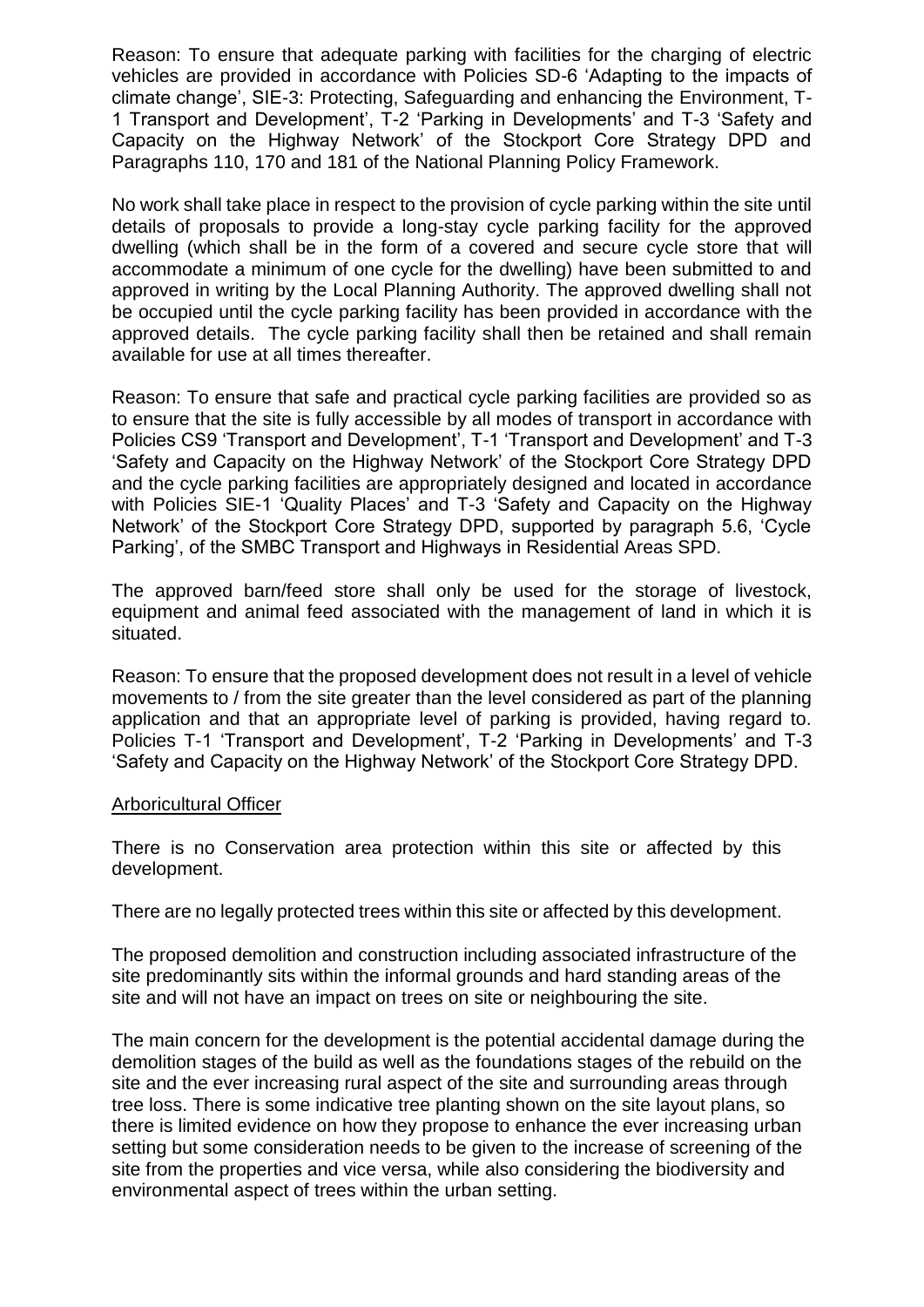Reason: To ensure that adequate parking with facilities for the charging of electric vehicles are provided in accordance with Policies SD-6 'Adapting to the impacts of climate change', SIE-3: Protecting, Safeguarding and enhancing the Environment, T-1 Transport and Development', T-2 'Parking in Developments' and T-3 'Safety and Capacity on the Highway Network' of the Stockport Core Strategy DPD and Paragraphs 110, 170 and 181 of the National Planning Policy Framework.

No work shall take place in respect to the provision of cycle parking within the site until details of proposals to provide a long-stay cycle parking facility for the approved dwelling (which shall be in the form of a covered and secure cycle store that will accommodate a minimum of one cycle for the dwelling) have been submitted to and approved in writing by the Local Planning Authority. The approved dwelling shall not be occupied until the cycle parking facility has been provided in accordance with the approved details. The cycle parking facility shall then be retained and shall remain available for use at all times thereafter.

Reason: To ensure that safe and practical cycle parking facilities are provided so as to ensure that the site is fully accessible by all modes of transport in accordance with Policies CS9 'Transport and Development', T-1 'Transport and Development' and T-3 'Safety and Capacity on the Highway Network' of the Stockport Core Strategy DPD and the cycle parking facilities are appropriately designed and located in accordance with Policies SIE-1 'Quality Places' and T-3 'Safety and Capacity on the Highway Network' of the Stockport Core Strategy DPD, supported by paragraph 5.6, 'Cycle Parking', of the SMBC Transport and Highways in Residential Areas SPD.

The approved barn/feed store shall only be used for the storage of livestock, equipment and animal feed associated with the management of land in which it is situated.

Reason: To ensure that the proposed development does not result in a level of vehicle movements to / from the site greater than the level considered as part of the planning application and that an appropriate level of parking is provided, having regard to. Policies T-1 'Transport and Development', T-2 'Parking in Developments' and T-3 'Safety and Capacity on the Highway Network' of the Stockport Core Strategy DPD.

Arboricultural Officer

There is no Conservation area protection within this site or affected by this development.

There are no legally protected trees within this site or affected by this development.

The proposed demolition and construction including associated infrastructure of the site predominantly sits within the informal grounds and hard standing areas of the site and will not have an impact on trees on site or neighbouring the site.

The main concern for the development is the potential accidental damage during the demolition stages of the build as well as the foundations stages of the rebuild on the site and the ever increasing rural aspect of the site and surrounding areas through tree loss. There is some indicative tree planting shown on the site layout plans, so there is limited evidence on how they propose to enhance the ever increasing urban setting but some consideration needs to be given to the increase of screening of the site from the properties and vice versa, while also considering the biodiversity and environmental aspect of trees within the urban setting.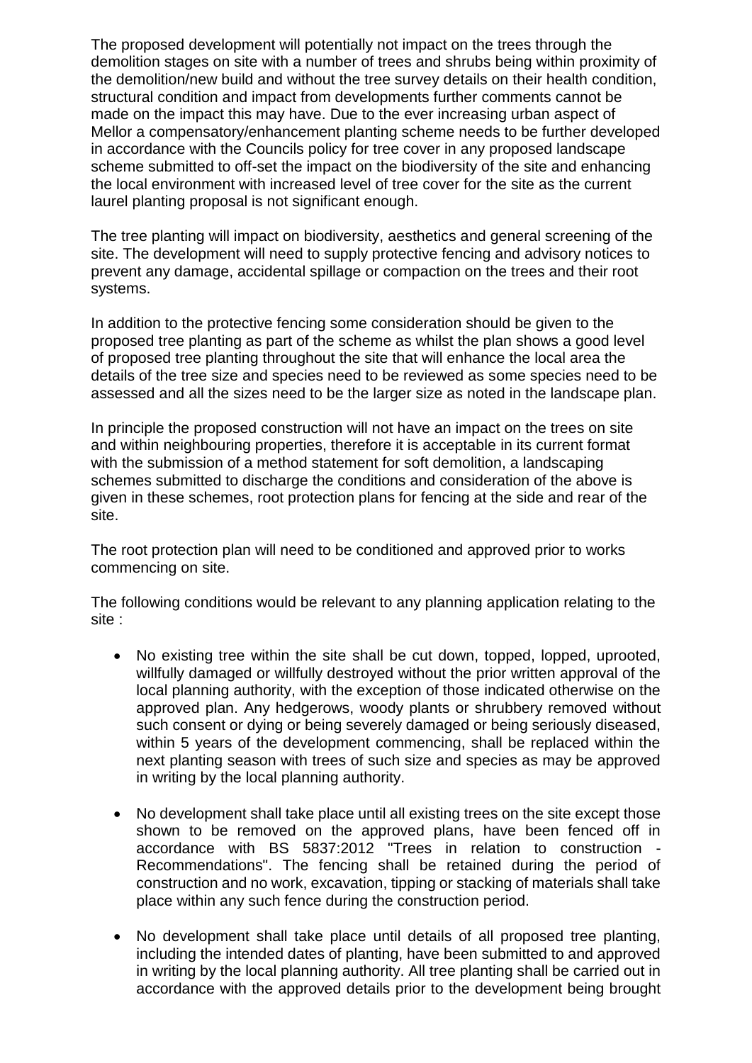The proposed development will potentially not impact on the trees through the demolition stages on site with a number of trees and shrubs being within proximity of the demolition/new build and without the tree survey details on their health condition, structural condition and impact from developments further comments cannot be made on the impact this may have. Due to the ever increasing urban aspect of Mellor a compensatory/enhancement planting scheme needs to be further developed in accordance with the Councils policy for tree cover in any proposed landscape scheme submitted to off-set the impact on the biodiversity of the site and enhancing the local environment with increased level of tree cover for the site as the current laurel planting proposal is not significant enough.

The tree planting will impact on biodiversity, aesthetics and general screening of the site. The development will need to supply protective fencing and advisory notices to prevent any damage, accidental spillage or compaction on the trees and their root systems.

In addition to the protective fencing some consideration should be given to the proposed tree planting as part of the scheme as whilst the plan shows a good level of proposed tree planting throughout the site that will enhance the local area the details of the tree size and species need to be reviewed as some species need to be assessed and all the sizes need to be the larger size as noted in the landscape plan.

In principle the proposed construction will not have an impact on the trees on site and within neighbouring properties, therefore it is acceptable in its current format with the submission of a method statement for soft demolition, a landscaping schemes submitted to discharge the conditions and consideration of the above is given in these schemes, root protection plans for fencing at the side and rear of the site.

The root protection plan will need to be conditioned and approved prior to works commencing on site.

The following conditions would be relevant to any planning application relating to the site :

- No existing tree within the site shall be cut down, topped, lopped, uprooted, willfully damaged or willfully destroyed without the prior written approval of the local planning authority, with the exception of those indicated otherwise on the approved plan. Any hedgerows, woody plants or shrubbery removed without such consent or dying or being severely damaged or being seriously diseased, within 5 years of the development commencing, shall be replaced within the next planting season with trees of such size and species as may be approved in writing by the local planning authority.

- No development shall take place until all existing trees on the site except those shown to be removed on the approved plans, have been fenced off in accordance with BS 5837:2012 "Trees in relation to construction - Recommendations". The fencing shall be retained during the period of construction and no work, excavation, tipping or stacking of materials shall take place within any such fence during the construction period.

- No development shall take place until details of all proposed tree planting, including the intended dates of planting, have been submitted to and approved in writing by the local planning authority. All tree planting shall be carried out in accordance with the approved details prior to the development being brought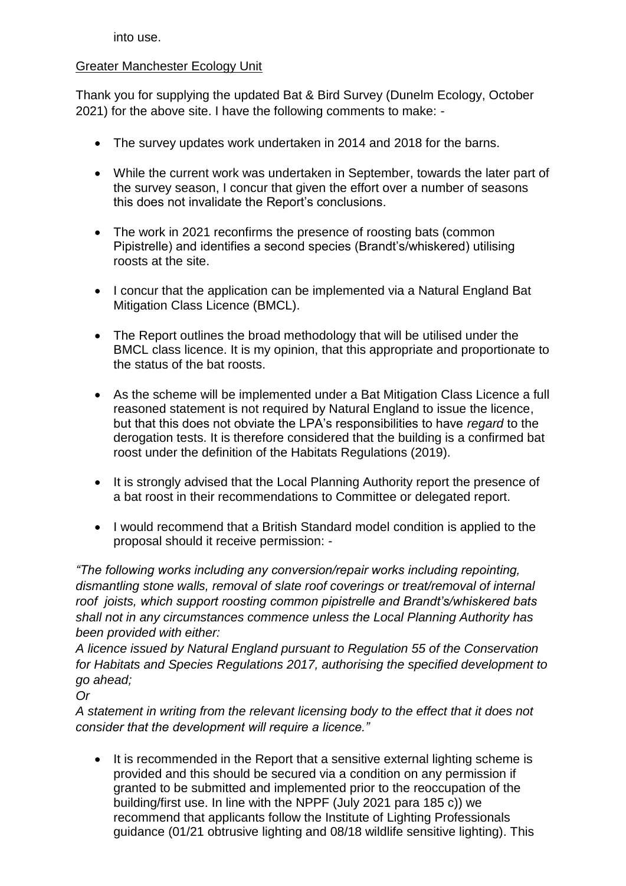into use.

Greater Manchester Ecology Unit

Thank you for supplying the updated Bat & Bird Survey (Dunelm Ecology, October 2021) for the above site. I have the following comments to make: -

- The survey updates work undertaken in 2014 and 2018 for the barns.
- While the current work was undertaken in September, towards the later part of the survey season, I concur that given the effort over a number of seasons this does not invalidate the Report's conclusions.
- The work in 2021 reconfirms the presence of roosting bats (common Pipistrelle) and identifies a second species (Brandt's/whiskered) utilising roosts at the site.
- I concur that the application can be implemented via a Natural England Bat Mitigation Class Licence (BMCL).
- The Report outlines the broad methodology that will be utilised under the BMCL class licence. It is my opinion, that this appropriate and proportionate to the status of the bat roosts.
- As the scheme will be implemented under a Bat Mitigation Class Licence a full reasoned statement is not required by Natural England to issue the licence, but that this does not obviate the LPA's responsibilities to have *regard* to the derogation tests. It is therefore considered that the building is a confirmed bat roost under the definition of the Habitats Regulations (2019).
- It is strongly advised that the Local Planning Authority report the presence of a bat roost in their recommendations to Committee or delegated report.
- I would recommend that a British Standard model condition is applied to the proposal should it receive permission: -

*"The following works including any conversion/repair works including repointing, dismantling stone walls, removal of slate roof coverings or treat/removal of internal roof joists, which support roosting common pipistrelle and Brandt's/whiskered bats shall not in any circumstances commence unless the Local Planning Authority has been provided with either:*

*A licence issued by Natural England pursuant to Regulation 55 of the Conservation for Habitats and Species Regulations 2017, authorising the specified development to go ahead;*

*Or*

*A statement in writing from the relevant licensing body to the effect that it does not consider that the development will require a licence."*

- It is recommended in the Report that a sensitive external lighting scheme is provided and this should be secured via a condition on any permission if granted to be submitted and implemented prior to the reoccupation of the building/first use. In line with the NPPF (July 2021 para 185 c)) we recommend that applicants follow the Institute of Lighting Professionals guidance (01/21 obtrusive lighting and 08/18 wildlife sensitive lighting). This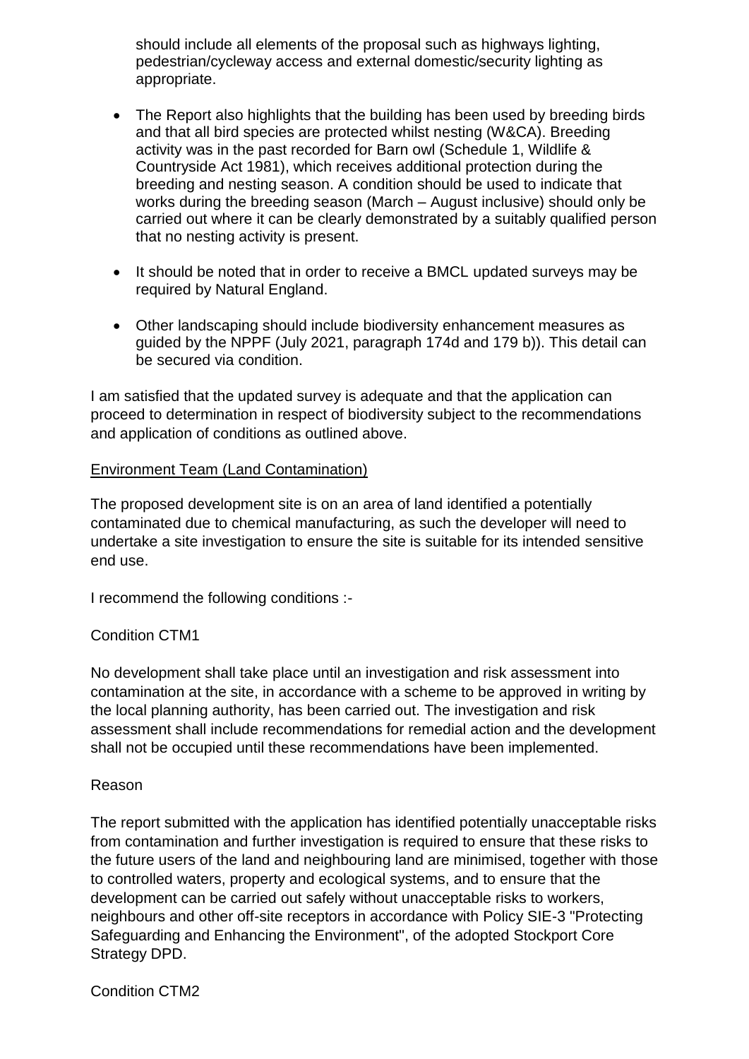should include all elements of the proposal such as highways lighting, pedestrian/cycleway access and external domestic/security lighting as appropriate.

- The Report also highlights that the building has been used by breeding birds and that all bird species are protected whilst nesting (W&CA). Breeding activity was in the past recorded for Barn owl (Schedule 1, Wildlife & Countryside Act 1981), which receives additional protection during the breeding and nesting season. A condition should be used to indicate that works during the breeding season (March – August inclusive) should only be carried out where it can be clearly demonstrated by a suitably qualified person that no nesting activity is present.
- It should be noted that in order to receive a BMCL updated surveys may be required by Natural England.
- Other landscaping should include biodiversity enhancement measures as guided by the NPPF (July 2021, paragraph 174d and 179 b)). This detail can be secured via condition.

I am satisfied that the updated survey is adequate and that the application can proceed to determination in respect of biodiversity subject to the recommendations and application of conditions as outlined above.

Environment Team (Land Contamination)

The proposed development site is on an area of land identified a potentially contaminated due to chemical manufacturing, as such the developer will need to undertake a site investigation to ensure the site is suitable for its intended sensitive end use.

I recommend the following conditions :-

Condition CTM1

No development shall take place until an investigation and risk assessment into contamination at the site, in accordance with a scheme to be approved in writing by the local planning authority, has been carried out. The investigation and risk assessment shall include recommendations for remedial action and the development shall not be occupied until these recommendations have been implemented.

Reason

The report submitted with the application has identified potentially unacceptable risks from contamination and further investigation is required to ensure that these risks to the future users of the land and neighbouring land are minimised, together with those to controlled waters, property and ecological systems, and to ensure that the development can be carried out safely without unacceptable risks to workers, neighbours and other off-site receptors in accordance with Policy SIE-3 "Protecting Safeguarding and Enhancing the Environment", of the adopted Stockport Core Strategy DPD.

Condition CTM2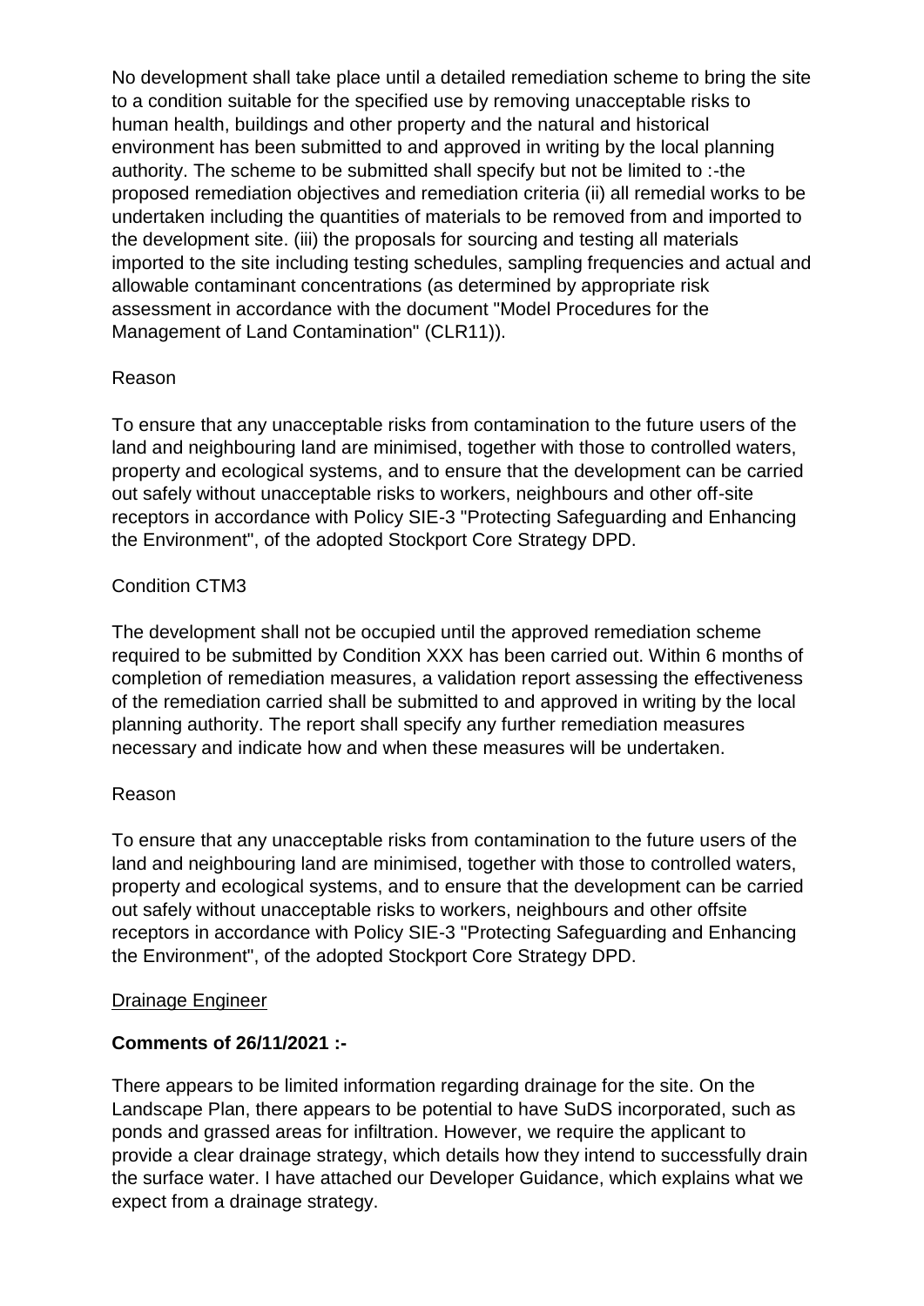No development shall take place until a detailed remediation scheme to bring the site to a condition suitable for the specified use by removing unacceptable risks to human health, buildings and other property and the natural and historical environment has been submitted to and approved in writing by the local planning authority. The scheme to be submitted shall specify but not be limited to :-the proposed remediation objectives and remediation criteria (ii) all remedial works to be undertaken including the quantities of materials to be removed from and imported to the development site. (iii) the proposals for sourcing and testing all materials imported to the site including testing schedules, sampling frequencies and actual and allowable contaminant concentrations (as determined by appropriate risk assessment in accordance with the document "Model Procedures for the Management of Land Contamination" (CLR11)).

Reason

To ensure that any unacceptable risks from contamination to the future users of the land and neighbouring land are minimised, together with those to controlled waters, property and ecological systems, and to ensure that the development can be carried out safely without unacceptable risks to workers, neighbours and other off-site receptors in accordance with Policy SIE-3 "Protecting Safeguarding and Enhancing the Environment", of the adopted Stockport Core Strategy DPD.

Condition CTM3

The development shall not be occupied until the approved remediation scheme required to be submitted by Condition XXX has been carried out. Within 6 months of completion of remediation measures, a validation report assessing the effectiveness of the remediation carried shall be submitted to and approved in writing by the local planning authority. The report shall specify any further remediation measures necessary and indicate how and when these measures will be undertaken.

Reason

To ensure that any unacceptable risks from contamination to the future users of the land and neighbouring land are minimised, together with those to controlled waters, property and ecological systems, and to ensure that the development can be carried out safely without unacceptable risks to workers, neighbours and other offsite receptors in accordance with Policy SIE-3 "Protecting Safeguarding and Enhancing the Environment", of the adopted Stockport Core Strategy DPD.

Drainage Engineer

**Comments of 26/11/2021 :-**

There appears to be limited information regarding drainage for the site. On the Landscape Plan, there appears to be potential to have SuDS incorporated, such as ponds and grassed areas for infiltration. However, we require the applicant to provide a clear drainage strategy, which details how they intend to successfully drain the surface water. I have attached our Developer Guidance, which explains what we expect from a drainage strategy.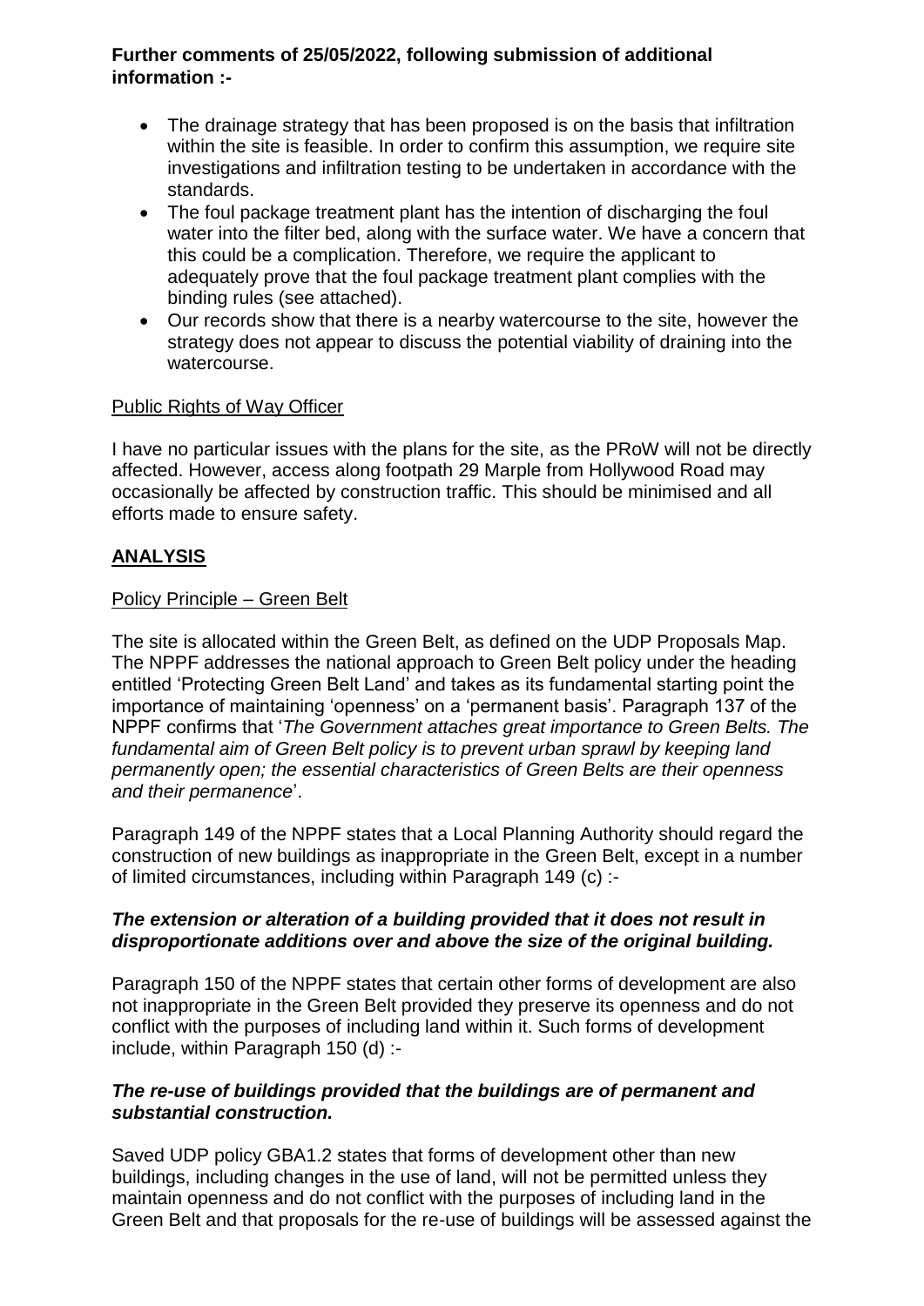**Further comments of 25/05/2022, following submission of additional information :-**

- The drainage strategy that has been proposed is on the basis that infiltration within the site is feasible. In order to confirm this assumption, we require site investigations and infiltration testing to be undertaken in accordance with the standards.
- The foul package treatment plant has the intention of discharging the foul water into the filter bed, along with the surface water. We have a concern that this could be a complication. Therefore, we require the applicant to adequately prove that the foul package treatment plant complies with the binding rules (see attached).
- Our records show that there is a nearby watercourse to the site, however the strategy does not appear to discuss the potential viability of draining into the watercourse.

Public Rights of Way Officer

I have no particular issues with the plans for the site, as the PRoW will not be directly affected. However, access along footpath 29 Marple from Hollywood Road may occasionally be affected by construction traffic. This should be minimised and all efforts made to ensure safety.

## ANALYSIS

Policy Principle – Green Belt

The site is allocated within the Green Belt, as defined on the UDP Proposals Map. The NPPF addresses the national approach to Green Belt policy under the heading entitled 'Protecting Green Belt Land' and takes as its fundamental starting point the importance of maintaining 'openness' on a 'permanent basis'. Paragraph 137 of the NPPF confirms that '*The Government attaches great importance to Green Belts. The fundamental aim of Green Belt policy is to prevent urban sprawl by keeping land permanently open; the essential characteristics of Green Belts are their openness and their permanence*'.

Paragraph 149 of the NPPF states that a Local Planning Authority should regard the construction of new buildings as inappropriate in the Green Belt, except in a number of limited circumstances, including within Paragraph 149 (c) :-

***The extension or alteration of a building provided that it does not result in disproportionate additions over and above the size of the original building.***

Paragraph 150 of the NPPF states that certain other forms of development are also not inappropriate in the Green Belt provided they preserve its openness and do not conflict with the purposes of including land within it. Such forms of development include, within Paragraph 150 (d) :-

***The re-use of buildings provided that the buildings are of permanent and substantial construction.***

Saved UDP policy GBA1.2 states that forms of development other than new buildings, including changes in the use of land, will not be permitted unless they maintain openness and do not conflict with the purposes of including land in the Green Belt and that proposals for the re-use of buildings will be assessed against the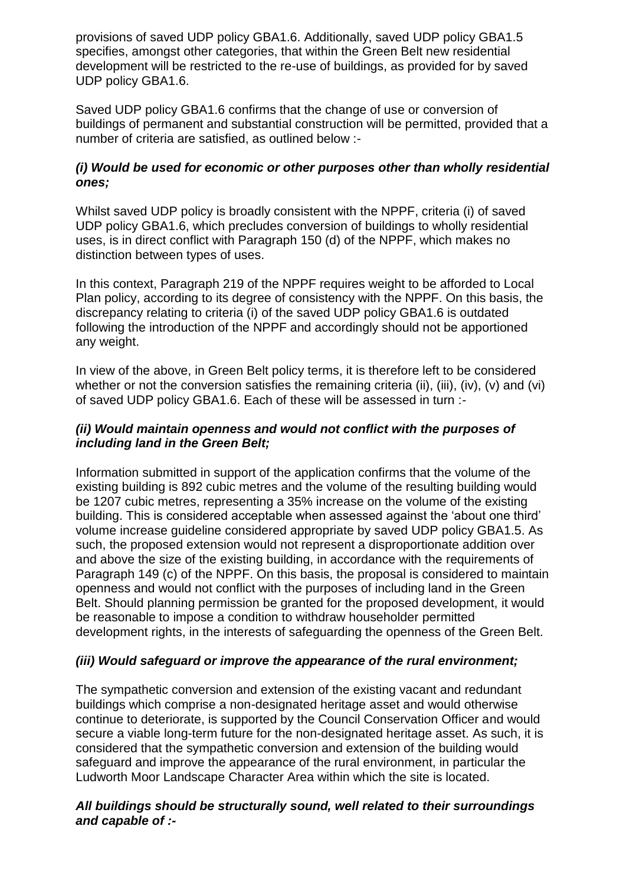provisions of saved UDP policy GBA1.6. Additionally, saved UDP policy GBA1.5 specifies, amongst other categories, that within the Green Belt new residential development will be restricted to the re-use of buildings, as provided for by saved UDP policy GBA1.6.

Saved UDP policy GBA1.6 confirms that the change of use or conversion of buildings of permanent and substantial construction will be permitted, provided that a number of criteria are satisfied, as outlined below :-

***(i) Would be used for economic or other purposes other than wholly residential ones;***

Whilst saved UDP policy is broadly consistent with the NPPF, criteria (i) of saved UDP policy GBA1.6, which precludes conversion of buildings to wholly residential uses, is in direct conflict with Paragraph 150 (d) of the NPPF, which makes no distinction between types of uses.

In this context, Paragraph 219 of the NPPF requires weight to be afforded to Local Plan policy, according to its degree of consistency with the NPPF. On this basis, the discrepancy relating to criteria (i) of the saved UDP policy GBA1.6 is outdated following the introduction of the NPPF and accordingly should not be apportioned any weight.

In view of the above, in Green Belt policy terms, it is therefore left to be considered whether or not the conversion satisfies the remaining criteria (ii), (iii), (iv), (v) and (vi) of saved UDP policy GBA1.6. Each of these will be assessed in turn :-

***(ii) Would maintain openness and would not conflict with the purposes of including land in the Green Belt;***

Information submitted in support of the application confirms that the volume of the existing building is 892 cubic metres and the volume of the resulting building would be 1207 cubic metres, representing a 35% increase on the volume of the existing building. This is considered acceptable when assessed against the 'about one third' volume increase guideline considered appropriate by saved UDP policy GBA1.5. As such, the proposed extension would not represent a disproportionate addition over and above the size of the existing building, in accordance with the requirements of Paragraph 149 (c) of the NPPF. On this basis, the proposal is considered to maintain openness and would not conflict with the purposes of including land in the Green Belt. Should planning permission be granted for the proposed development, it would be reasonable to impose a condition to withdraw householder permitted development rights, in the interests of safeguarding the openness of the Green Belt.

***(iii) Would safeguard or improve the appearance of the rural environment;***

The sympathetic conversion and extension of the existing vacant and redundant buildings which comprise a non-designated heritage asset and would otherwise continue to deteriorate, is supported by the Council Conservation Officer and would secure a viable long-term future for the non-designated heritage asset. As such, it is considered that the sympathetic conversion and extension of the building would safeguard and improve the appearance of the rural environment, in particular the Ludworth Moor Landscape Character Area within which the site is located.

***All buildings should be structurally sound, well related to their surroundings and capable of :-***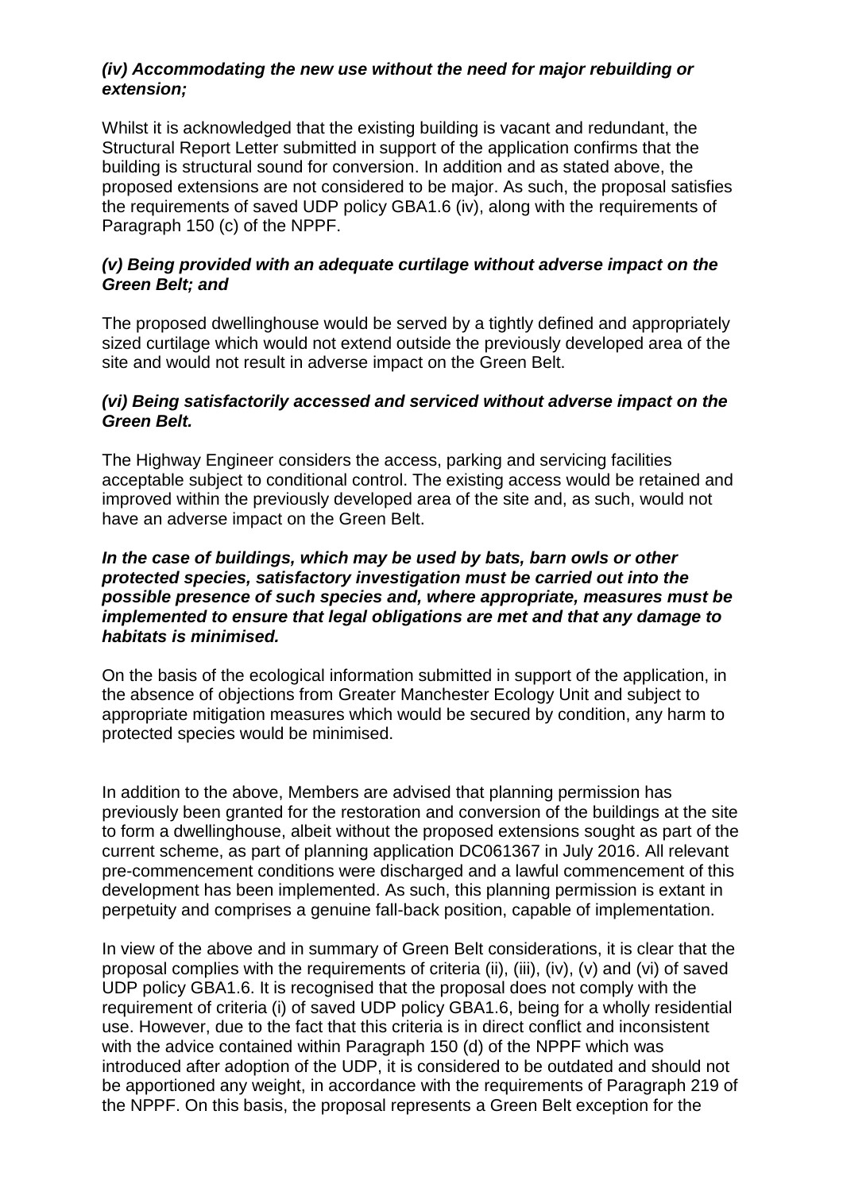***(iv) Accommodating the new use without the need for major rebuilding or extension;***

Whilst it is acknowledged that the existing building is vacant and redundant, the Structural Report Letter submitted in support of the application confirms that the building is structural sound for conversion. In addition and as stated above, the proposed extensions are not considered to be major. As such, the proposal satisfies the requirements of saved UDP policy GBA1.6 (iv), along with the requirements of Paragraph 150 (c) of the NPPF.

***(v) Being provided with an adequate curtilage without adverse impact on the Green Belt; and***

The proposed dwellinghouse would be served by a tightly defined and appropriately sized curtilage which would not extend outside the previously developed area of the site and would not result in adverse impact on the Green Belt.

***(vi) Being satisfactorily accessed and serviced without adverse impact on the Green Belt.***

The Highway Engineer considers the access, parking and servicing facilities acceptable subject to conditional control. The existing access would be retained and improved within the previously developed area of the site and, as such, would not have an adverse impact on the Green Belt.

***In the case of buildings, which may be used by bats, barn owls or other protected species, satisfactory investigation must be carried out into the possible presence of such species and, where appropriate, measures must be implemented to ensure that legal obligations are met and that any damage to habitats is minimised.***

On the basis of the ecological information submitted in support of the application, in the absence of objections from Greater Manchester Ecology Unit and subject to appropriate mitigation measures which would be secured by condition, any harm to protected species would be minimised.

In addition to the above, Members are advised that planning permission has previously been granted for the restoration and conversion of the buildings at the site to form a dwellinghouse, albeit without the proposed extensions sought as part of the current scheme, as part of planning application DC061367 in July 2016. All relevant pre-commencement conditions were discharged and a lawful commencement of this development has been implemented. As such, this planning permission is extant in perpetuity and comprises a genuine fall-back position, capable of implementation.

In view of the above and in summary of Green Belt considerations, it is clear that the proposal complies with the requirements of criteria (ii), (iii), (iv), (v) and (vi) of saved UDP policy GBA1.6. It is recognised that the proposal does not comply with the requirement of criteria (i) of saved UDP policy GBA1.6, being for a wholly residential use. However, due to the fact that this criteria is in direct conflict and inconsistent with the advice contained within Paragraph 150 (d) of the NPPF which was introduced after adoption of the UDP, it is considered to be outdated and should not be apportioned any weight, in accordance with the requirements of Paragraph 219 of the NPPF. On this basis, the proposal represents a Green Belt exception for the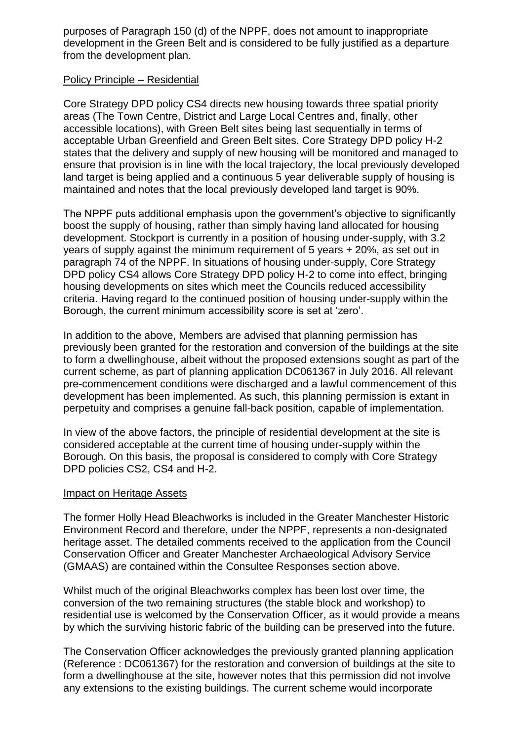purposes of Paragraph 150 (d) of the NPPF, does not amount to inappropriate development in the Green Belt and is considered to be fully justified as a departure from the development plan.

Policy Principle – Residential

Core Strategy DPD policy CS4 directs new housing towards three spatial priority areas (The Town Centre, District and Large Local Centres and, finally, other accessible locations), with Green Belt sites being last sequentially in terms of acceptable Urban Greenfield and Green Belt sites. Core Strategy DPD policy H-2 states that the delivery and supply of new housing will be monitored and managed to ensure that provision is in line with the local trajectory, the local previously developed land target is being applied and a continuous 5 year deliverable supply of housing is maintained and notes that the local previously developed land target is 90%.

The NPPF puts additional emphasis upon the government's objective to significantly boost the supply of housing, rather than simply having land allocated for housing development. Stockport is currently in a position of housing under-supply, with 3.2 years of supply against the minimum requirement of 5 years + 20%, as set out in paragraph 74 of the NPPF. In situations of housing under-supply, Core Strategy DPD policy CS4 allows Core Strategy DPD policy H-2 to come into effect, bringing housing developments on sites which meet the Councils reduced accessibility criteria. Having regard to the continued position of housing under-supply within the Borough, the current minimum accessibility score is set at 'zero'.

In addition to the above, Members are advised that planning permission has previously been granted for the restoration and conversion of the buildings at the site to form a dwellinghouse, albeit without the proposed extensions sought as part of the current scheme, as part of planning application DC061367 in July 2016. All relevant pre-commencement conditions were discharged and a lawful commencement of this development has been implemented. As such, this planning permission is extant in perpetuity and comprises a genuine fall-back position, capable of implementation.

In view of the above factors, the principle of residential development at the site is considered acceptable at the current time of housing under-supply within the Borough. On this basis, the proposal is considered to comply with Core Strategy DPD policies CS2, CS4 and H-2.

Impact on Heritage Assets

The former Holly Head Bleachworks is included in the Greater Manchester Historic Environment Record and therefore, under the NPPF, represents a non-designated heritage asset. The detailed comments received to the application from the Council Conservation Officer and Greater Manchester Archaeological Advisory Service (GMAAS) are contained within the Consultee Responses section above.

Whilst much of the original Bleachworks complex has been lost over time, the conversion of the two remaining structures (the stable block and workshop) to residential use is welcomed by the Conservation Officer, as it would provide a means by which the surviving historic fabric of the building can be preserved into the future.

The Conservation Officer acknowledges the previously granted planning application (Reference : DC061367) for the restoration and conversion of buildings at the site to form a dwellinghouse at the site, however notes that this permission did not involve any extensions to the existing buildings. The current scheme would incorporate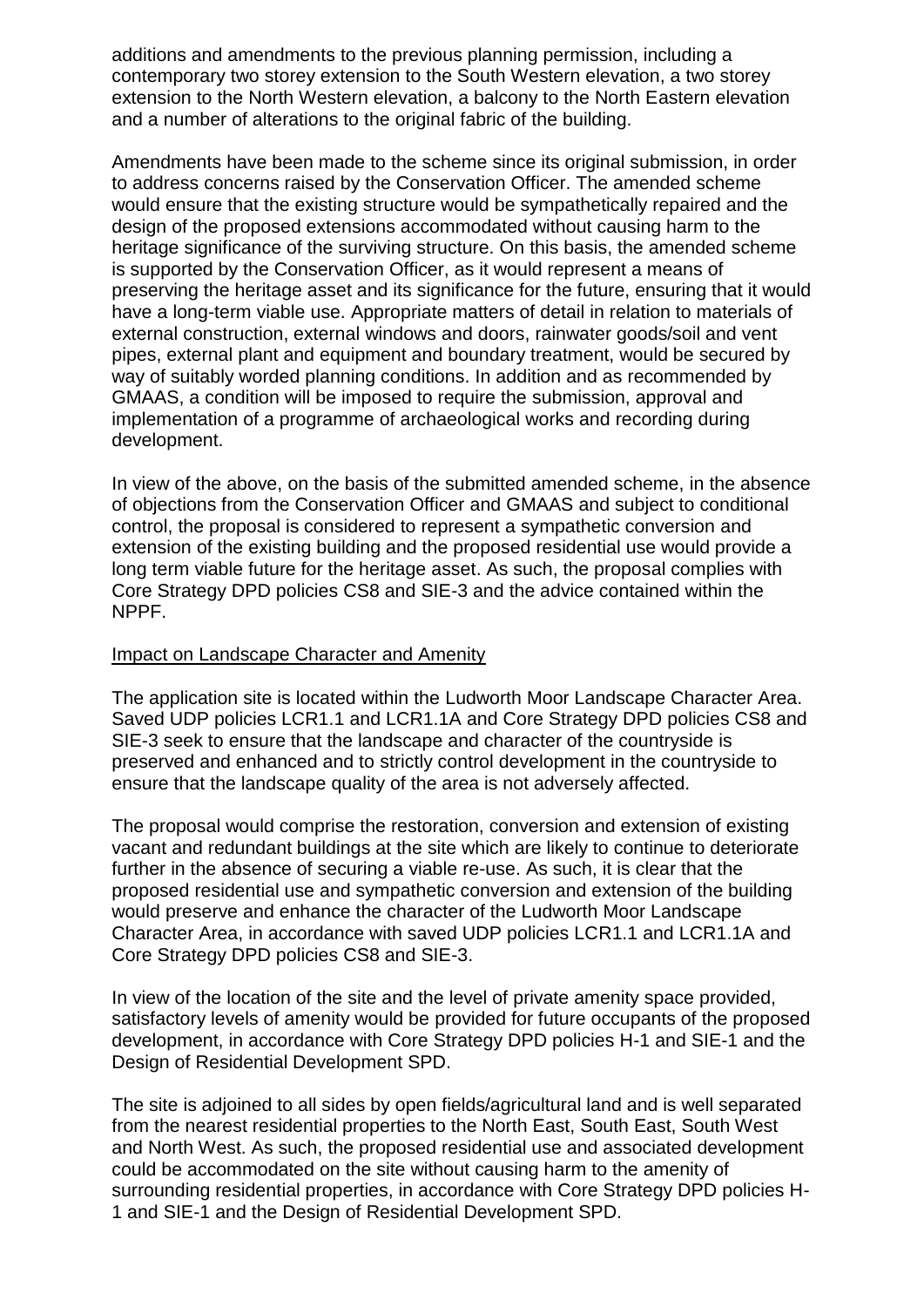additions and amendments to the previous planning permission, including a contemporary two storey extension to the South Western elevation, a two storey extension to the North Western elevation, a balcony to the North Eastern elevation and a number of alterations to the original fabric of the building.

Amendments have been made to the scheme since its original submission, in order to address concerns raised by the Conservation Officer. The amended scheme would ensure that the existing structure would be sympathetically repaired and the design of the proposed extensions accommodated without causing harm to the heritage significance of the surviving structure. On this basis, the amended scheme is supported by the Conservation Officer, as it would represent a means of preserving the heritage asset and its significance for the future, ensuring that it would have a long-term viable use. Appropriate matters of detail in relation to materials of external construction, external windows and doors, rainwater goods/soil and vent pipes, external plant and equipment and boundary treatment, would be secured by way of suitably worded planning conditions. In addition and as recommended by GMAAS, a condition will be imposed to require the submission, approval and implementation of a programme of archaeological works and recording during development.

In view of the above, on the basis of the submitted amended scheme, in the absence of objections from the Conservation Officer and GMAAS and subject to conditional control, the proposal is considered to represent a sympathetic conversion and extension of the existing building and the proposed residential use would provide a long term viable future for the heritage asset. As such, the proposal complies with Core Strategy DPD policies CS8 and SIE-3 and the advice contained within the NPPF.

Impact on Landscape Character and Amenity

The application site is located within the Ludworth Moor Landscape Character Area. Saved UDP policies LCR1.1 and LCR1.1A and Core Strategy DPD policies CS8 and SIE-3 seek to ensure that the landscape and character of the countryside is preserved and enhanced and to strictly control development in the countryside to ensure that the landscape quality of the area is not adversely affected.

The proposal would comprise the restoration, conversion and extension of existing vacant and redundant buildings at the site which are likely to continue to deteriorate further in the absence of securing a viable re-use. As such, it is clear that the proposed residential use and sympathetic conversion and extension of the building would preserve and enhance the character of the Ludworth Moor Landscape Character Area, in accordance with saved UDP policies LCR1.1 and LCR1.1A and Core Strategy DPD policies CS8 and SIE-3.

In view of the location of the site and the level of private amenity space provided, satisfactory levels of amenity would be provided for future occupants of the proposed development, in accordance with Core Strategy DPD policies H-1 and SIE-1 and the Design of Residential Development SPD.

The site is adjoined to all sides by open fields/agricultural land and is well separated from the nearest residential properties to the North East, South East, South West and North West. As such, the proposed residential use and associated development could be accommodated on the site without causing harm to the amenity of surrounding residential properties, in accordance with Core Strategy DPD policies H-1 and SIE-1 and the Design of Residential Development SPD.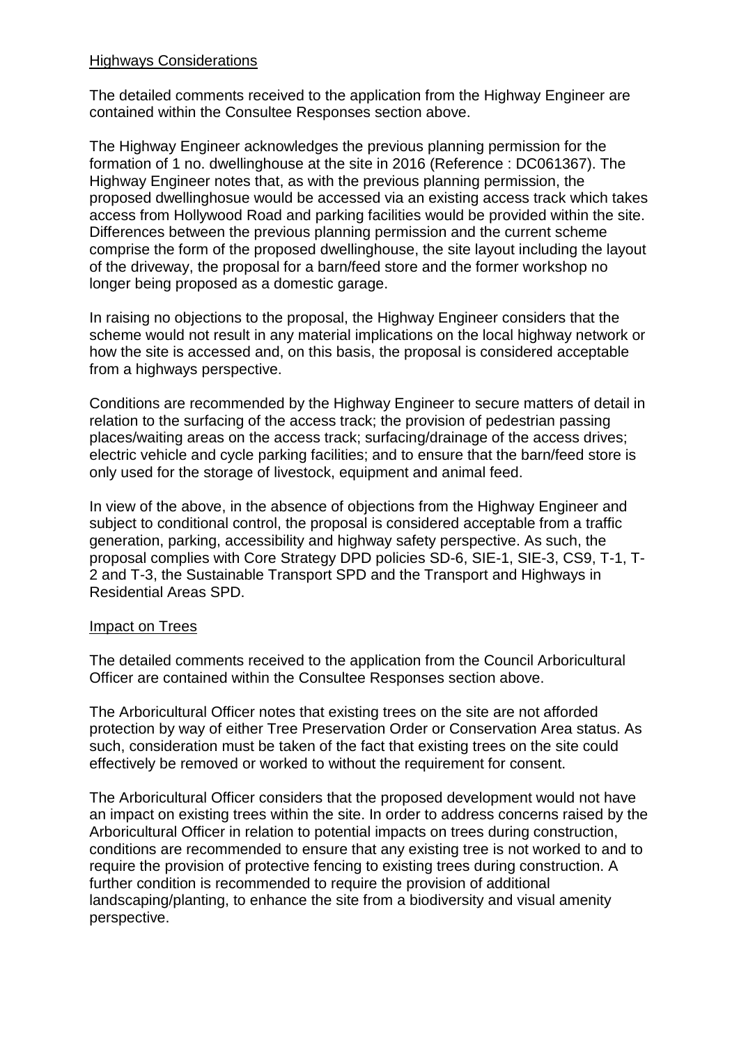## Highways Considerations

The detailed comments received to the application from the Highway Engineer are contained within the Consultee Responses section above.

The Highway Engineer acknowledges the previous planning permission for the formation of 1 no. dwellinghouse at the site in 2016 (Reference : DC061367). The Highway Engineer notes that, as with the previous planning permission, the proposed dwellinghosue would be accessed via an existing access track which takes access from Hollywood Road and parking facilities would be provided within the site. Differences between the previous planning permission and the current scheme comprise the form of the proposed dwellinghouse, the site layout including the layout of the driveway, the proposal for a barn/feed store and the former workshop no longer being proposed as a domestic garage.

In raising no objections to the proposal, the Highway Engineer considers that the scheme would not result in any material implications on the local highway network or how the site is accessed and, on this basis, the proposal is considered acceptable from a highways perspective.

Conditions are recommended by the Highway Engineer to secure matters of detail in relation to the surfacing of the access track; the provision of pedestrian passing places/waiting areas on the access track; surfacing/drainage of the access drives; electric vehicle and cycle parking facilities; and to ensure that the barn/feed store is only used for the storage of livestock, equipment and animal feed.

In view of the above, in the absence of objections from the Highway Engineer and subject to conditional control, the proposal is considered acceptable from a traffic generation, parking, accessibility and highway safety perspective. As such, the proposal complies with Core Strategy DPD policies SD-6, SIE-1, SIE-3, CS9, T-1, T-2 and T-3, the Sustainable Transport SPD and the Transport and Highways in Residential Areas SPD.

## Impact on Trees

The detailed comments received to the application from the Council Arboricultural Officer are contained within the Consultee Responses section above.

The Arboricultural Officer notes that existing trees on the site are not afforded protection by way of either Tree Preservation Order or Conservation Area status. As such, consideration must be taken of the fact that existing trees on the site could effectively be removed or worked to without the requirement for consent.

The Arboricultural Officer considers that the proposed development would not have an impact on existing trees within the site. In order to address concerns raised by the Arboricultural Officer in relation to potential impacts on trees during construction, conditions are recommended to ensure that any existing tree is not worked to and to require the provision of protective fencing to existing trees during construction. A further condition is recommended to require the provision of additional landscaping/planting, to enhance the site from a biodiversity and visual amenity perspective.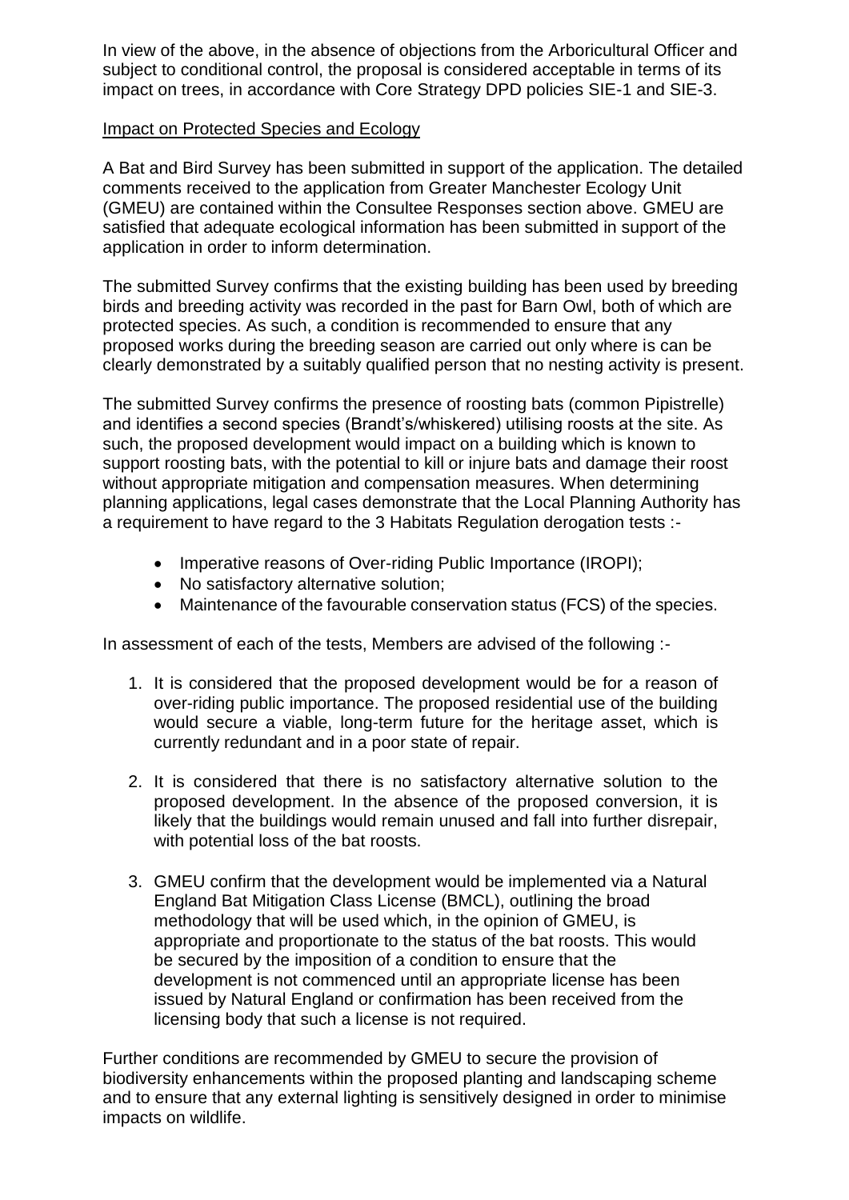In view of the above, in the absence of objections from the Arboricultural Officer and subject to conditional control, the proposal is considered acceptable in terms of its impact on trees, in accordance with Core Strategy DPD policies SIE-1 and SIE-3.

<u>Impact on Protected Species and Ecology</u>

A Bat and Bird Survey has been submitted in support of the application. The detailed comments received to the application from Greater Manchester Ecology Unit (GMEU) are contained within the Consultee Responses section above. GMEU are satisfied that adequate ecological information has been submitted in support of the application in order to inform determination.

The submitted Survey confirms that the existing building has been used by breeding birds and breeding activity was recorded in the past for Barn Owl, both of which are protected species. As such, a condition is recommended to ensure that any proposed works during the breeding season are carried out only where is can be clearly demonstrated by a suitably qualified person that no nesting activity is present.

The submitted Survey confirms the presence of roosting bats (common Pipistrelle) and identifies a second species (Brandt's/whiskered) utilising roosts at the site. As such, the proposed development would impact on a building which is known to support roosting bats, with the potential to kill or injure bats and damage their roost without appropriate mitigation and compensation measures. When determining planning applications, legal cases demonstrate that the Local Planning Authority has a requirement to have regard to the 3 Habitats Regulation derogation tests :-

- Imperative reasons of Over-riding Public Importance (IROPI);
- No satisfactory alternative solution;
- Maintenance of the favourable conservation status (FCS) of the species.

In assessment of each of the tests, Members are advised of the following :-

1. It is considered that the proposed development would be for a reason of over-riding public importance. The proposed residential use of the building would secure a viable, long-term future for the heritage asset, which is currently redundant and in a poor state of repair.

2. It is considered that there is no satisfactory alternative solution to the proposed development. In the absence of the proposed conversion, it is likely that the buildings would remain unused and fall into further disrepair, with potential loss of the bat roosts.

3. GMEU confirm that the development would be implemented via a Natural England Bat Mitigation Class License (BMCL), outlining the broad methodology that will be used which, in the opinion of GMEU, is appropriate and proportionate to the status of the bat roosts. This would be secured by the imposition of a condition to ensure that the development is not commenced until an appropriate license has been issued by Natural England or confirmation has been received from the licensing body that such a license is not required.

Further conditions are recommended by GMEU to secure the provision of biodiversity enhancements within the proposed planting and landscaping scheme and to ensure that any external lighting is sensitively designed in order to minimise impacts on wildlife.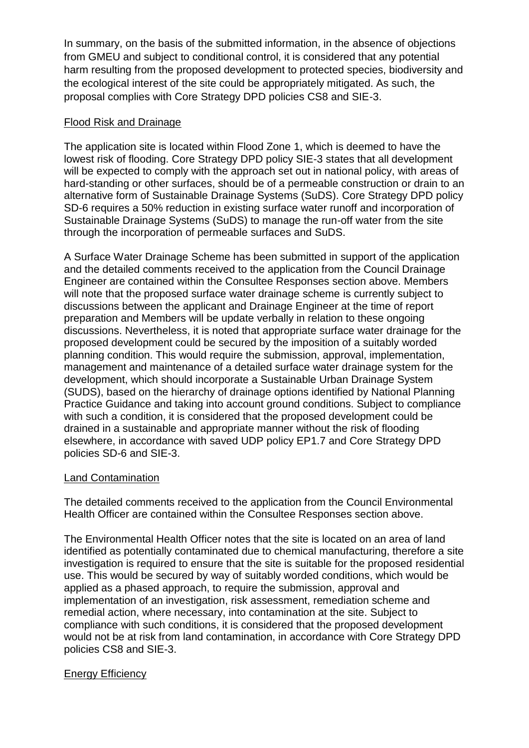In summary, on the basis of the submitted information, in the absence of objections from GMEU and subject to conditional control, it is considered that any potential harm resulting from the proposed development to protected species, biodiversity and the ecological interest of the site could be appropriately mitigated. As such, the proposal complies with Core Strategy DPD policies CS8 and SIE-3.

<u>Flood Risk and Drainage</u>

The application site is located within Flood Zone 1, which is deemed to have the lowest risk of flooding. Core Strategy DPD policy SIE-3 states that all development will be expected to comply with the approach set out in national policy, with areas of hard-standing or other surfaces, should be of a permeable construction or drain to an alternative form of Sustainable Drainage Systems (SuDS). Core Strategy DPD policy SD-6 requires a 50% reduction in existing surface water runoff and incorporation of Sustainable Drainage Systems (SuDS) to manage the run-off water from the site through the incorporation of permeable surfaces and SuDS.

A Surface Water Drainage Scheme has been submitted in support of the application and the detailed comments received to the application from the Council Drainage Engineer are contained within the Consultee Responses section above. Members will note that the proposed surface water drainage scheme is currently subject to discussions between the applicant and Drainage Engineer at the time of report preparation and Members will be update verbally in relation to these ongoing discussions. Nevertheless, it is noted that appropriate surface water drainage for the proposed development could be secured by the imposition of a suitably worded planning condition. This would require the submission, approval, implementation, management and maintenance of a detailed surface water drainage system for the development, which should incorporate a Sustainable Urban Drainage System (SUDS), based on the hierarchy of drainage options identified by National Planning Practice Guidance and taking into account ground conditions. Subject to compliance with such a condition, it is considered that the proposed development could be drained in a sustainable and appropriate manner without the risk of flooding elsewhere, in accordance with saved UDP policy EP1.7 and Core Strategy DPD policies SD-6 and SIE-3.

<u>Land Contamination</u>

The detailed comments received to the application from the Council Environmental Health Officer are contained within the Consultee Responses section above.

The Environmental Health Officer notes that the site is located on an area of land identified as potentially contaminated due to chemical manufacturing, therefore a site investigation is required to ensure that the site is suitable for the proposed residential use. This would be secured by way of suitably worded conditions, which would be applied as a phased approach, to require the submission, approval and implementation of an investigation, risk assessment, remediation scheme and remedial action, where necessary, into contamination at the site. Subject to compliance with such conditions, it is considered that the proposed development would not be at risk from land contamination, in accordance with Core Strategy DPD policies CS8 and SIE-3.

<u>Energy Efficiency</u>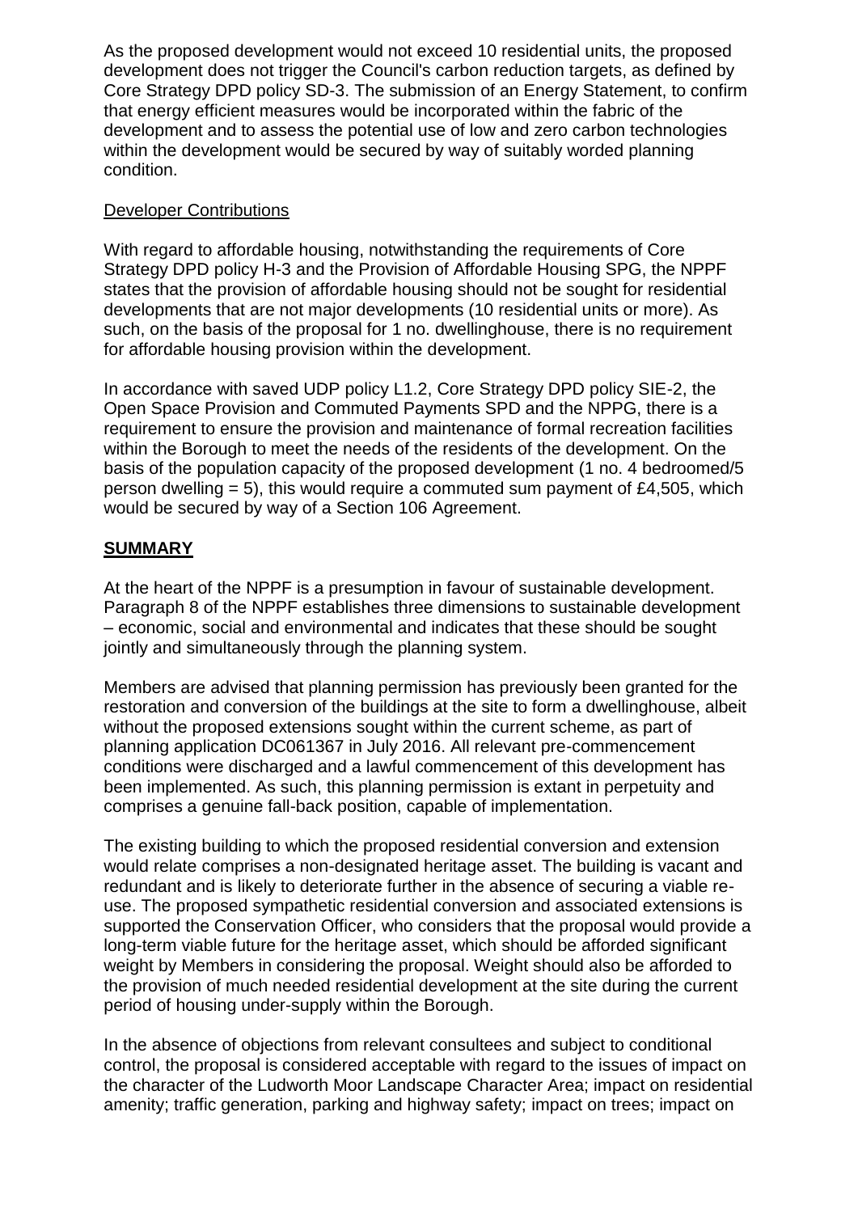As the proposed development would not exceed 10 residential units, the proposed development does not trigger the Council's carbon reduction targets, as defined by Core Strategy DPD policy SD-3. The submission of an Energy Statement, to confirm that energy efficient measures would be incorporated within the fabric of the development and to assess the potential use of low and zero carbon technologies within the development would be secured by way of suitably worded planning condition.

Developer Contributions

With regard to affordable housing, notwithstanding the requirements of Core Strategy DPD policy H-3 and the Provision of Affordable Housing SPG, the NPPF states that the provision of affordable housing should not be sought for residential developments that are not major developments (10 residential units or more). As such, on the basis of the proposal for 1 no. dwellinghouse, there is no requirement for affordable housing provision within the development.

In accordance with saved UDP policy L1.2, Core Strategy DPD policy SIE-2, the Open Space Provision and Commuted Payments SPD and the NPPG, there is a requirement to ensure the provision and maintenance of formal recreation facilities within the Borough to meet the needs of the residents of the development. On the basis of the population capacity of the proposed development (1 no. 4 bedroomed/5 person dwelling = 5), this would require a commuted sum payment of £4,505, which would be secured by way of a Section 106 Agreement.

## **SUMMARY**

At the heart of the NPPF is a presumption in favour of sustainable development. Paragraph 8 of the NPPF establishes three dimensions to sustainable development – economic, social and environmental and indicates that these should be sought jointly and simultaneously through the planning system.

Members are advised that planning permission has previously been granted for the restoration and conversion of the buildings at the site to form a dwellinghouse, albeit without the proposed extensions sought within the current scheme, as part of planning application DC061367 in July 2016. All relevant pre-commencement conditions were discharged and a lawful commencement of this development has been implemented. As such, this planning permission is extant in perpetuity and comprises a genuine fall-back position, capable of implementation.

The existing building to which the proposed residential conversion and extension would relate comprises a non-designated heritage asset. The building is vacant and redundant and is likely to deteriorate further in the absence of securing a viable re-use. The proposed sympathetic residential conversion and associated extensions is supported the Conservation Officer, who considers that the proposal would provide a long-term viable future for the heritage asset, which should be afforded significant weight by Members in considering the proposal. Weight should also be afforded to the provision of much needed residential development at the site during the current period of housing under-supply within the Borough.

In the absence of objections from relevant consultees and subject to conditional control, the proposal is considered acceptable with regard to the issues of impact on the character of the Ludworth Moor Landscape Character Area; impact on residential amenity; traffic generation, parking and highway safety; impact on trees; impact on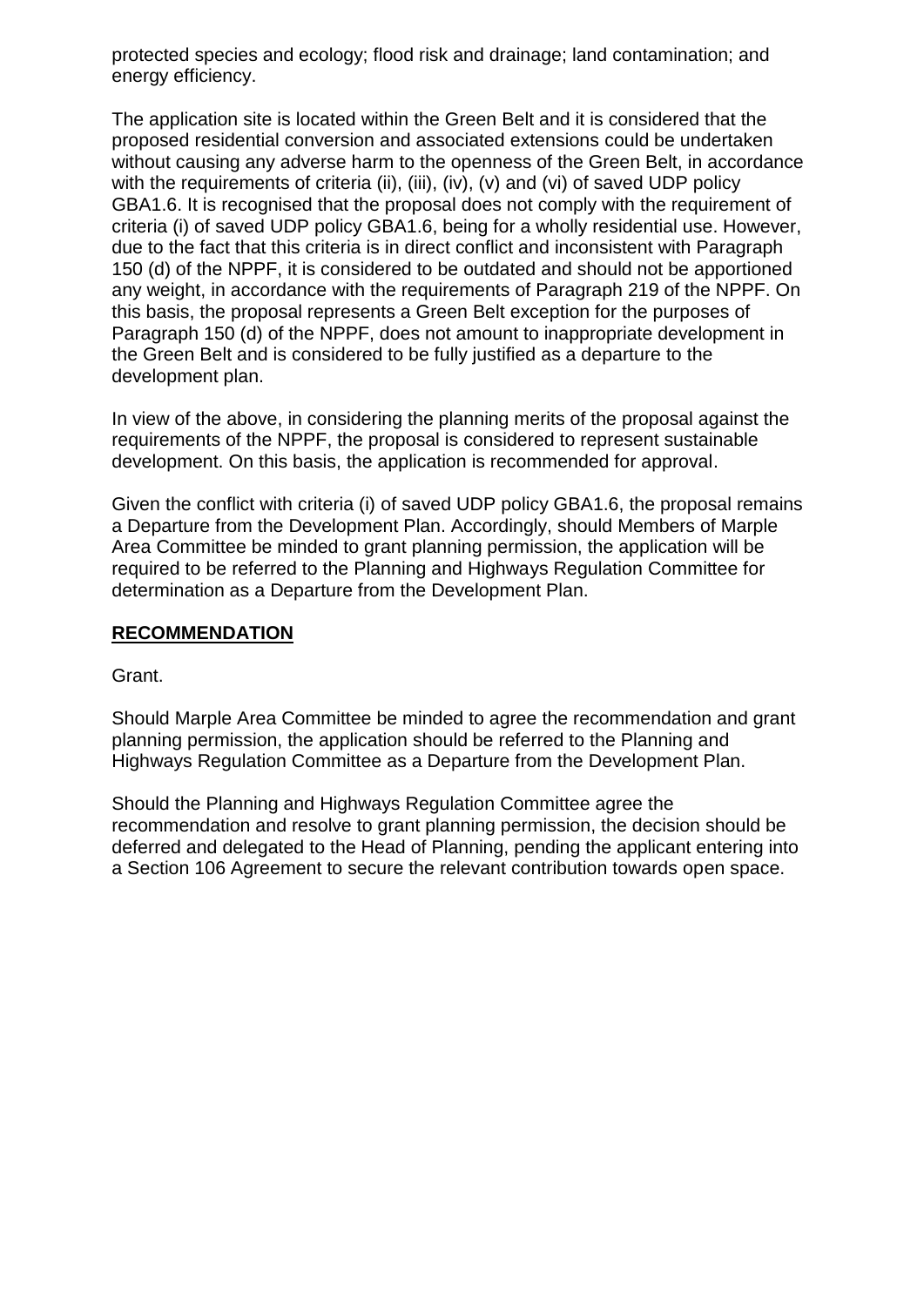protected species and ecology; flood risk and drainage; land contamination; and energy efficiency.

The application site is located within the Green Belt and it is considered that the proposed residential conversion and associated extensions could be undertaken without causing any adverse harm to the openness of the Green Belt, in accordance with the requirements of criteria (ii), (iii), (iv), (v) and (vi) of saved UDP policy GBA1.6. It is recognised that the proposal does not comply with the requirement of criteria (i) of saved UDP policy GBA1.6, being for a wholly residential use. However, due to the fact that this criteria is in direct conflict and inconsistent with Paragraph 150 (d) of the NPPF, it is considered to be outdated and should not be apportioned any weight, in accordance with the requirements of Paragraph 219 of the NPPF. On this basis, the proposal represents a Green Belt exception for the purposes of Paragraph 150 (d) of the NPPF, does not amount to inappropriate development in the Green Belt and is considered to be fully justified as a departure to the development plan.

In view of the above, in considering the planning merits of the proposal against the requirements of the NPPF, the proposal is considered to represent sustainable development. On this basis, the application is recommended for approval.

Given the conflict with criteria (i) of saved UDP policy GBA1.6, the proposal remains a Departure from the Development Plan. Accordingly, should Members of Marple Area Committee be minded to grant planning permission, the application will be required to be referred to the Planning and Highways Regulation Committee for determination as a Departure from the Development Plan.

**RECOMMENDATION**

Grant.

Should Marple Area Committee be minded to agree the recommendation and grant planning permission, the application should be referred to the Planning and Highways Regulation Committee as a Departure from the Development Plan.

Should the Planning and Highways Regulation Committee agree the recommendation and resolve to grant planning permission, the decision should be deferred and delegated to the Head of Planning, pending the applicant entering into a Section 106 Agreement to secure the relevant contribution towards open space.